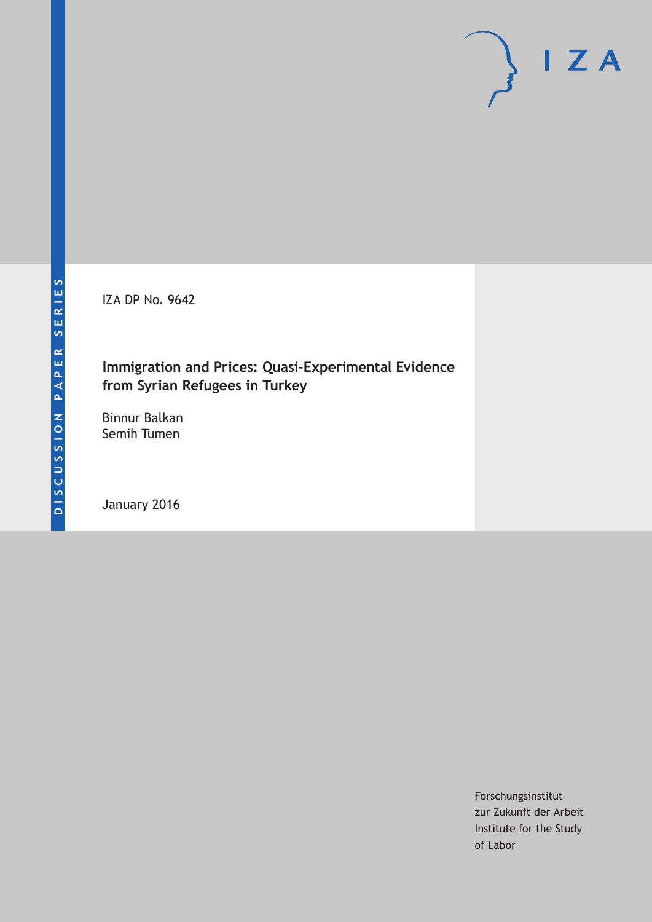DISCUSSION PAPER SERIES

IZA

IZA DP No. 9642

# Immigration and Prices: Quasi-Experimental Evidence from Syrian Refugees in Turkey

Binnur Balkan
Semih Tumen

January 2016

Forschungsinstitut
zur Zukunft der Arbeit
Institute for the Study
of Labor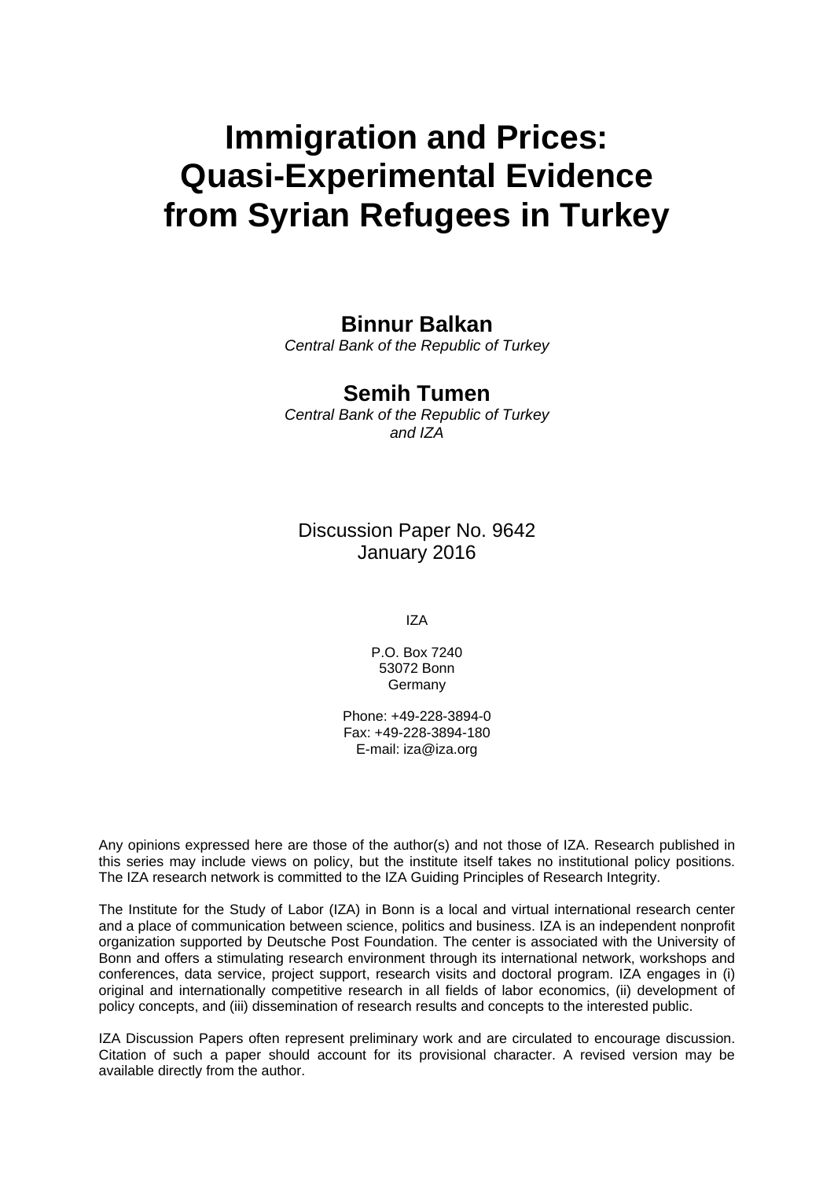# Immigration and Prices: Quasi-Experimental Evidence from Syrian Refugees in Turkey

**Binnur Balkan**
*Central Bank of the Republic of Turkey*

**Semih Tumen**
*Central Bank of the Republic of Turkey and IZA*

Discussion Paper No. 9642
January 2016

IZA

P.O. Box 7240
53072 Bonn
Germany

Phone: +49-228-3894-0
Fax: +49-228-3894-180
E-mail: iza@iza.org

Any opinions expressed here are those of the author(s) and not those of IZA. Research published in this series may include views on policy, but the institute itself takes no institutional policy positions. The IZA research network is committed to the IZA Guiding Principles of Research Integrity.

The Institute for the Study of Labor (IZA) in Bonn is a local and virtual international research center and a place of communication between science, politics and business. IZA is an independent nonprofit organization supported by Deutsche Post Foundation. The center is associated with the University of Bonn and offers a stimulating research environment through its international network, workshops and conferences, data service, project support, research visits and doctoral program. IZA engages in (i) original and internationally competitive research in all fields of labor economics, (ii) development of policy concepts, and (iii) dissemination of research results and concepts to the interested public.

IZA Discussion Papers often represent preliminary work and are circulated to encourage discussion. Citation of such a paper should account for its provisional character. A revised version may be available directly from the author.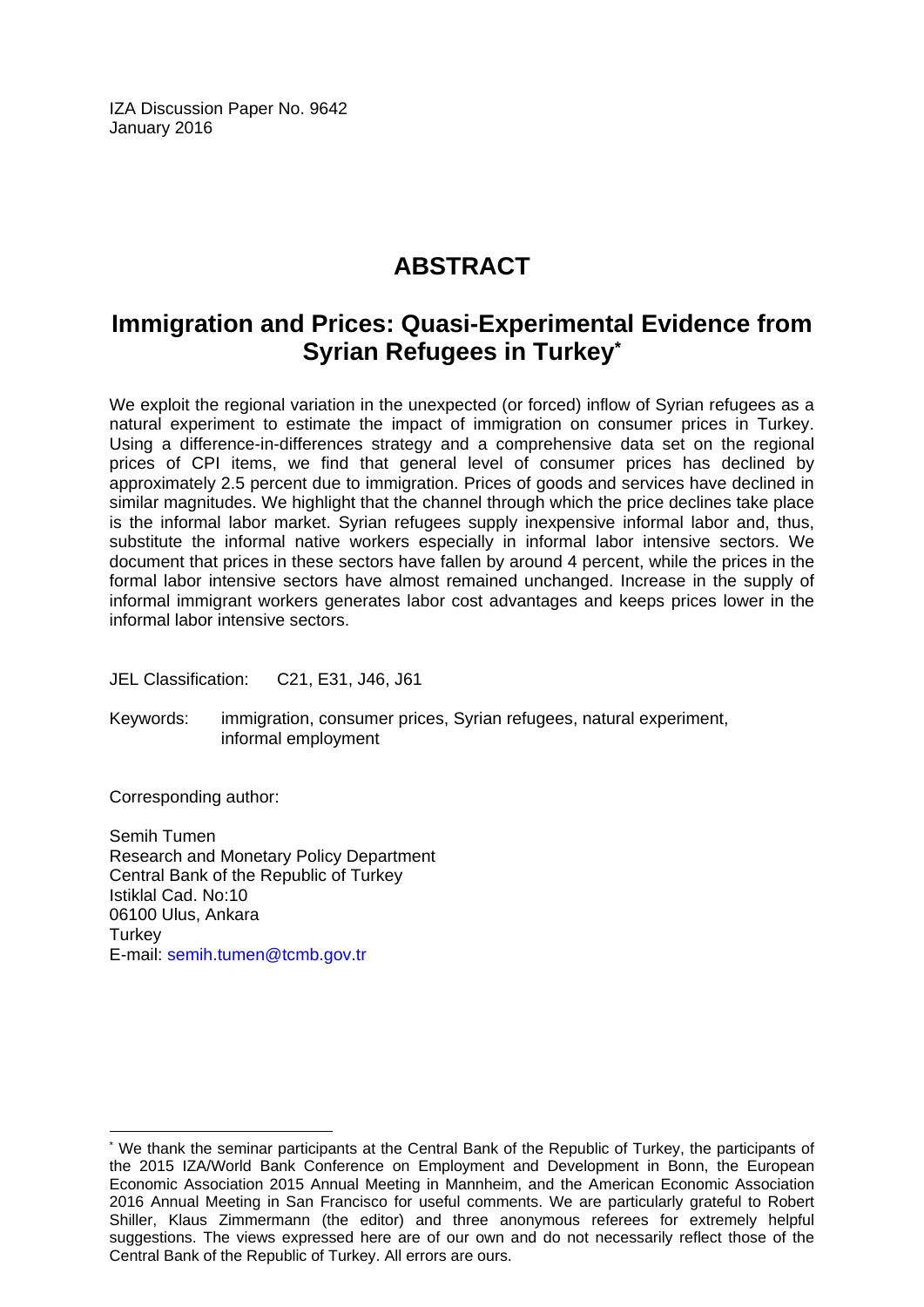IZA Discussion Paper No. 9642
January 2016

# ABSTRACT

## Immigration and Prices: Quasi-Experimental Evidence from Syrian Refugees in Turkey*

We exploit the regional variation in the unexpected (or forced) inflow of Syrian refugees as a natural experiment to estimate the impact of immigration on consumer prices in Turkey. Using a difference-in-differences strategy and a comprehensive data set on the regional prices of CPI items, we find that general level of consumer prices has declined by approximately 2.5 percent due to immigration. Prices of goods and services have declined in similar magnitudes. We highlight that the channel through which the price declines take place is the informal labor market. Syrian refugees supply inexpensive informal labor and, thus, substitute the informal native workers especially in informal labor intensive sectors. We document that prices in these sectors have fallen by around 4 percent, while the prices in the formal labor intensive sectors have almost remained unchanged. Increase in the supply of informal immigrant workers generates labor cost advantages and keeps prices lower in the informal labor intensive sectors.

JEL Classification: C21, E31, J46, J61

Keywords: immigration, consumer prices, Syrian refugees, natural experiment, informal employment

Corresponding author:

Semih Tumen
Research and Monetary Policy Department
Central Bank of the Republic of Turkey
Istiklal Cad. No:10
06100 Ulus, Ankara
Turkey
E-mail: semih.tumen@tcmb.gov.tr

---

* We thank the seminar participants at the Central Bank of the Republic of Turkey, the participants of the 2015 IZA/World Bank Conference on Employment and Development in Bonn, the European Economic Association 2015 Annual Meeting in Mannheim, and the American Economic Association 2016 Annual Meeting in San Francisco for useful comments. We are particularly grateful to Robert Shiller, Klaus Zimmermann (the editor) and three anonymous referees for extremely helpful suggestions. The views expressed here are of our own and do not necessarily reflect those of the Central Bank of the Republic of Turkey. All errors are ours.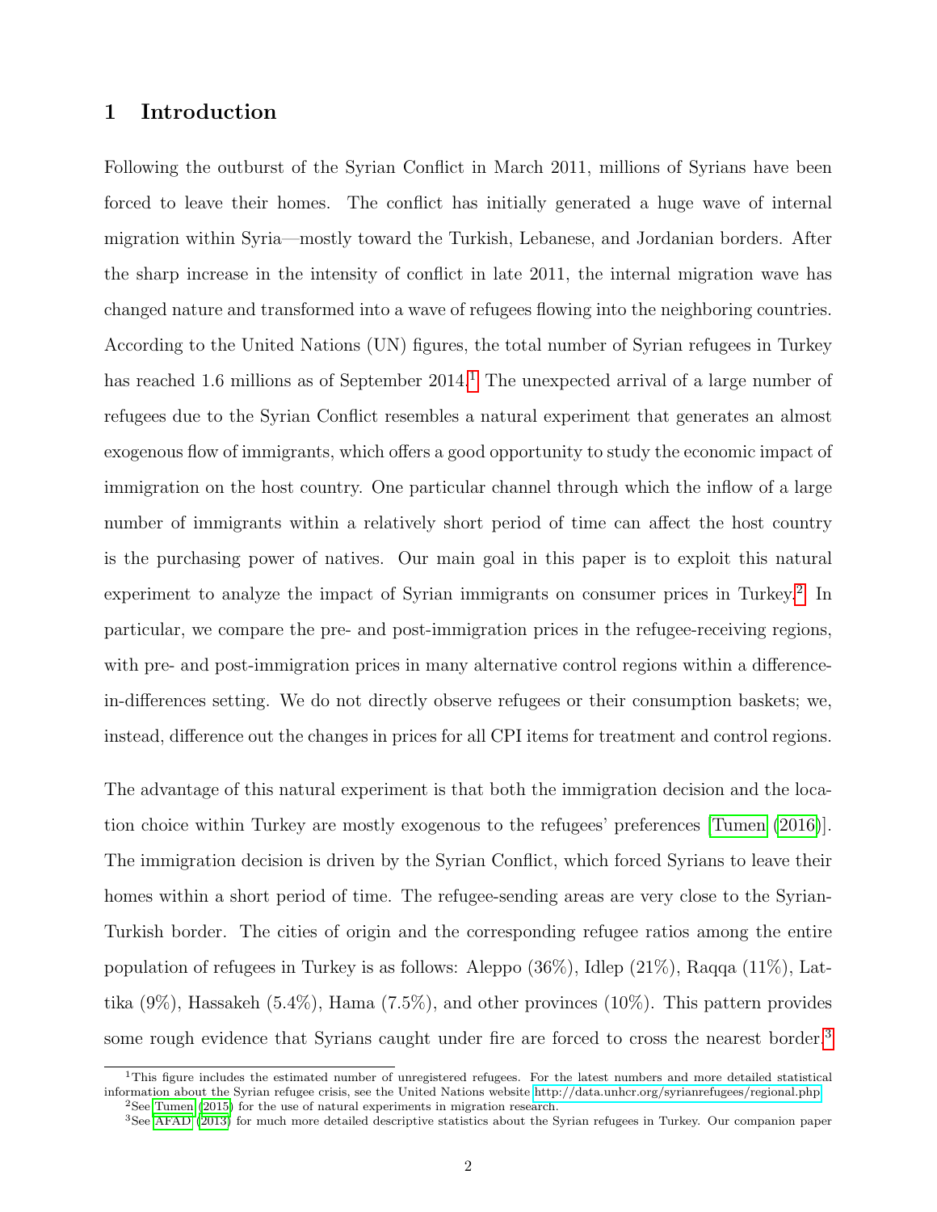# 1 Introduction

Following the outburst of the Syrian Conflict in March 2011, millions of Syrians have been forced to leave their homes. The conflict has initially generated a huge wave of internal migration within Syria—mostly toward the Turkish, Lebanese, and Jordanian borders. After the sharp increase in the intensity of conflict in late 2011, the internal migration wave has changed nature and transformed into a wave of refugees flowing into the neighboring countries. According to the United Nations (UN) figures, the total number of Syrian refugees in Turkey has reached 1.6 millions as of September 2014.[1] The unexpected arrival of a large number of refugees due to the Syrian Conflict resembles a natural experiment that generates an almost exogenous flow of immigrants, which offers a good opportunity to study the economic impact of immigration on the host country. One particular channel through which the inflow of a large number of immigrants within a relatively short period of time can affect the host country is the purchasing power of natives. Our main goal in this paper is to exploit this natural experiment to analyze the impact of Syrian immigrants on consumer prices in Turkey.[2] In particular, we compare the pre- and post-immigration prices in the refugee-receiving regions, with pre- and post-immigration prices in many alternative control regions within a difference-in-differences setting. We do not directly observe refugees or their consumption baskets; we, instead, difference out the changes in prices for all CPI items for treatment and control regions.

The advantage of this natural experiment is that both the immigration decision and the location choice within Turkey are mostly exogenous to the refugees' preferences [Tumen (2016)]. The immigration decision is driven by the Syrian Conflict, which forced Syrians to leave their homes within a short period of time. The refugee-sending areas are very close to the Syrian-Turkish border. The cities of origin and the corresponding refugee ratios among the entire population of refugees in Turkey is as follows: Aleppo (36%), Idlep (21%), Raqqa (11%), Lattika (9%), Hassakeh (5.4%), Hama (7.5%), and other provinces (10%). This pattern provides some rough evidence that Syrians caught under fire are forced to cross the nearest border.[3]

---

[1] This figure includes the estimated number of unregistered refugees. For the latest numbers and more detailed statistical information about the Syrian refugee crisis, see the United Nations website http://data.unhcr.org/syrianrefugees/regional.php

[2] See Tumen (2015) for the use of natural experiments in migration research.

[3] See AFAD (2013) for much more detailed descriptive statistics about the Syrian refugees in Turkey. Our companion paper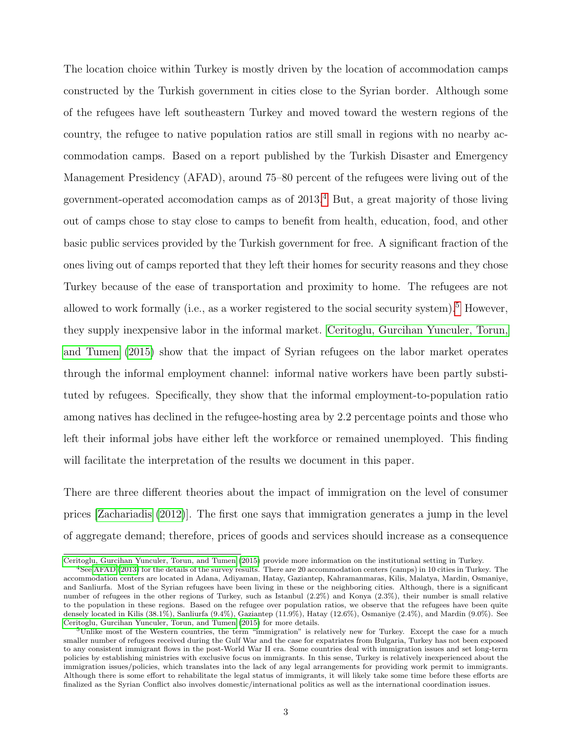The location choice within Turkey is mostly driven by the location of accommodation camps constructed by the Turkish government in cities close to the Syrian border. Although some of the refugees have left southeastern Turkey and moved toward the western regions of the country, the refugee to native population ratios are still small in regions with no nearby accommodation camps. Based on a report published by the Turkish Disaster and Emergency Management Presidency (AFAD), around 75–80 percent of the refugees were living out of the government-operated accomodation camps as of 2013.[4] But, a great majority of those living out of camps chose to stay close to camps to benefit from health, education, food, and other basic public services provided by the Turkish government for free. A significant fraction of the ones living out of camps reported that they left their homes for security reasons and they chose Turkey because of the ease of transportation and proximity to home. The refugees are not allowed to work formally (i.e., as a worker registered to the social security system).[5] However, they supply inexpensive labor in the informal market. Ceritoglu, Gurcihan Yunculer, Torun, and Tumen (2015) show that the impact of Syrian refugees on the labor market operates through the informal employment channel: informal native workers have been partly substituted by refugees. Specifically, they show that the informal employment-to-population ratio among natives has declined in the refugee-hosting area by 2.2 percentage points and those who left their informal jobs have either left the workforce or remained unemployed. This finding will facilitate the interpretation of the results we document in this paper.

There are three different theories about the impact of immigration on the level of consumer prices [Zachariadis (2012)]. The first one says that immigration generates a jump in the level of aggregate demand; therefore, prices of goods and services should increase as a consequence

---

Ceritoglu, Gurcihan Yunculer, Torun, and Tumen (2015) provide more information on the institutional setting in Turkey.

[4] See AFAD (2013) for the details of the survey results. There are 20 accommodation centers (camps) in 10 cities in Turkey. The accommodation centers are located in Adana, Adiyaman, Hatay, Gaziantep, Kahramanmaras, Kilis, Malatya, Mardin, Osmaniye, and Sanliurfa. Most of the Syrian refugees have been living in these or the neighboring cities. Although, there is a significant number of refugees in the other regions of Turkey, such as Istanbul (2.2%) and Konya (2.3%), their number is small relative to the population in these regions. Based on the refugee over population ratios, we observe that the refugees have been quite densely located in Kilis (38.1%), Sanliurfa (9.4%), Gaziantep (11.9%), Hatay (12.6%), Osmaniye (2.4%), and Mardin (9.0%). See Ceritoglu, Gurcihan Yunculer, Torun, and Tumen (2015) for more details.

[5] Unlike most of the Western countries, the term "immigration" is relatively new for Turkey. Except the case for a much smaller number of refugees received during the Gulf War and the case for expatriates from Bulgaria, Turkey has not been exposed to any consistent immigrant flows in the post-World War II era. Some countries deal with immigration issues and set long-term policies by establishing ministries with exclusive focus on immigrants. In this sense, Turkey is relatively inexperienced about the immigration issues/policies, which translates into the lack of any legal arrangements for providing work permit to immigrants. Although there is some effort to rehabilitate the legal status of immigrants, it will likely take some time before these efforts are finalized as the Syrian Conflict also involves domestic/international politics as well as the international coordination issues.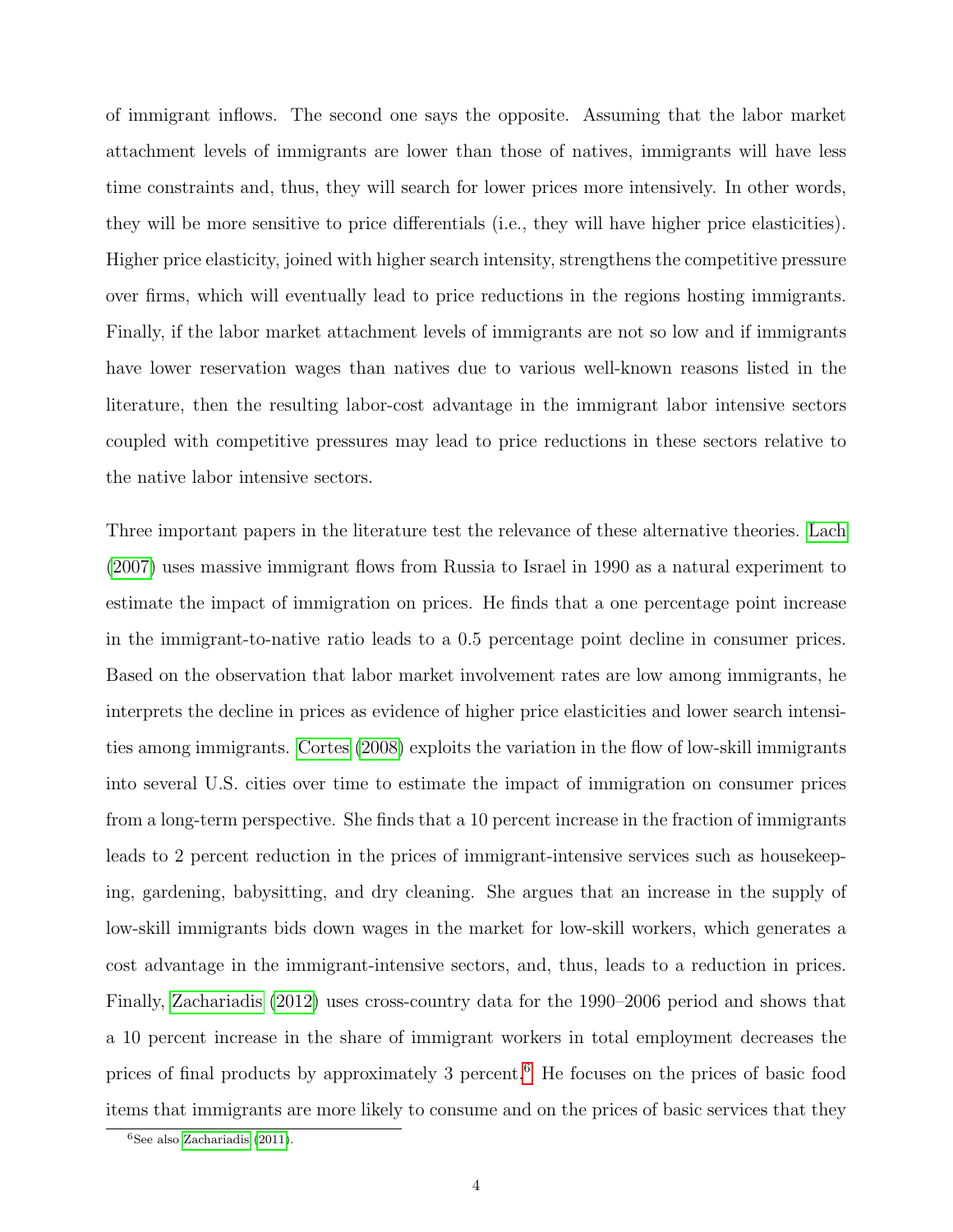of immigrant inflows. The second one says the opposite. Assuming that the labor market attachment levels of immigrants are lower than those of natives, immigrants will have less time constraints and, thus, they will search for lower prices more intensively. In other words, they will be more sensitive to price differentials (i.e., they will have higher price elasticities). Higher price elasticity, joined with higher search intensity, strengthens the competitive pressure over firms, which will eventually lead to price reductions in the regions hosting immigrants. Finally, if the labor market attachment levels of immigrants are not so low and if immigrants have lower reservation wages than natives due to various well-known reasons listed in the literature, then the resulting labor-cost advantage in the immigrant labor intensive sectors coupled with competitive pressures may lead to price reductions in these sectors relative to the native labor intensive sectors.

Three important papers in the literature test the relevance of these alternative theories. Lach (2007) uses massive immigrant flows from Russia to Israel in 1990 as a natural experiment to estimate the impact of immigration on prices. He finds that a one percentage point increase in the immigrant-to-native ratio leads to a 0.5 percentage point decline in consumer prices. Based on the observation that labor market involvement rates are low among immigrants, he interprets the decline in prices as evidence of higher price elasticities and lower search intensities among immigrants. Cortes (2008) exploits the variation in the flow of low-skill immigrants into several U.S. cities over time to estimate the impact of immigration on consumer prices from a long-term perspective. She finds that a 10 percent increase in the fraction of immigrants leads to 2 percent reduction in the prices of immigrant-intensive services such as housekeeping, gardening, babysitting, and dry cleaning. She argues that an increase in the supply of low-skill immigrants bids down wages in the market for low-skill workers, which generates a cost advantage in the immigrant-intensive sectors, and, thus, leads to a reduction in prices. Finally, Zachariadis (2012) uses cross-country data for the 1990–2006 period and shows that a 10 percent increase in the share of immigrant workers in total employment decreases the prices of final products by approximately 3 percent.[6] He focuses on the prices of basic food items that immigrants are more likely to consume and on the prices of basic services that they

[6] See also Zachariadis (2011).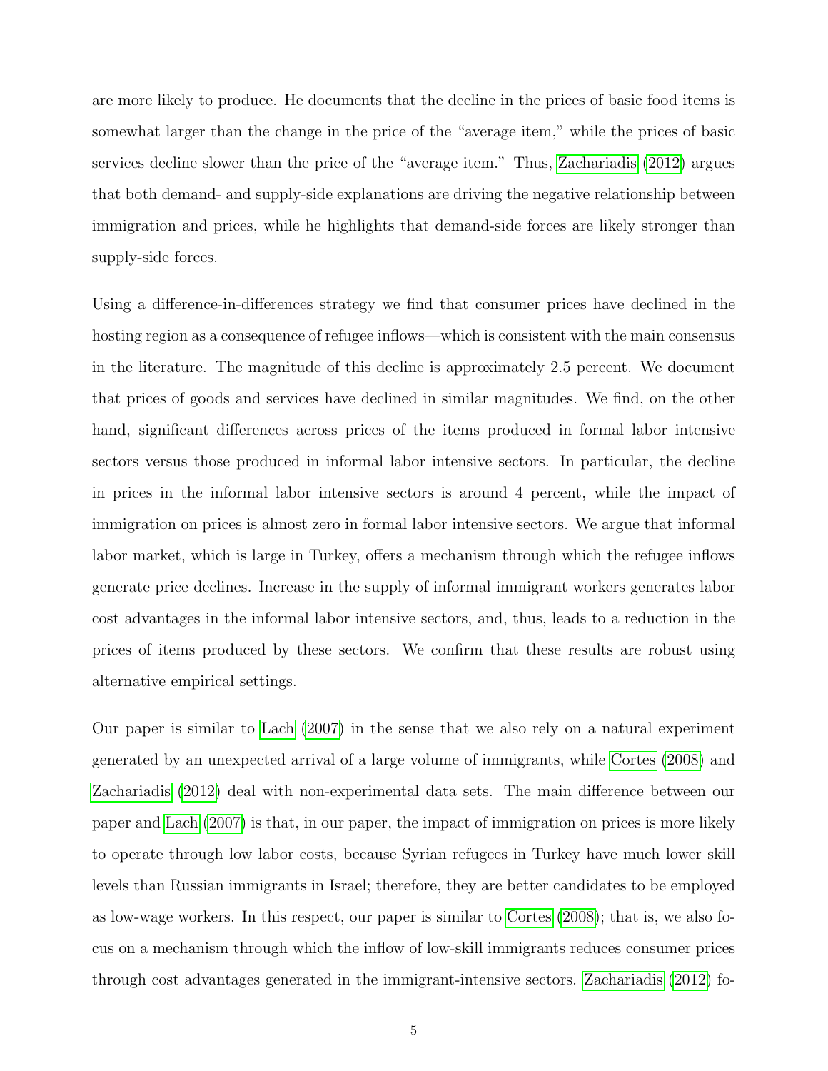are more likely to produce. He documents that the decline in the prices of basic food items is somewhat larger than the change in the price of the "average item," while the prices of basic services decline slower than the price of the "average item." Thus, Zachariadis (2012) argues that both demand- and supply-side explanations are driving the negative relationship between immigration and prices, while he highlights that demand-side forces are likely stronger than supply-side forces.

Using a difference-in-differences strategy we find that consumer prices have declined in the hosting region as a consequence of refugee inflows—which is consistent with the main consensus in the literature. The magnitude of this decline is approximately 2.5 percent. We document that prices of goods and services have declined in similar magnitudes. We find, on the other hand, significant differences across prices of the items produced in formal labor intensive sectors versus those produced in informal labor intensive sectors. In particular, the decline in prices in the informal labor intensive sectors is around 4 percent, while the impact of immigration on prices is almost zero in formal labor intensive sectors. We argue that informal labor market, which is large in Turkey, offers a mechanism through which the refugee inflows generate price declines. Increase in the supply of informal immigrant workers generates labor cost advantages in the informal labor intensive sectors, and, thus, leads to a reduction in the prices of items produced by these sectors. We confirm that these results are robust using alternative empirical settings.

Our paper is similar to Lach (2007) in the sense that we also rely on a natural experiment generated by an unexpected arrival of a large volume of immigrants, while Cortes (2008) and Zachariadis (2012) deal with non-experimental data sets. The main difference between our paper and Lach (2007) is that, in our paper, the impact of immigration on prices is more likely to operate through low labor costs, because Syrian refugees in Turkey have much lower skill levels than Russian immigrants in Israel; therefore, they are better candidates to be employed as low-wage workers. In this respect, our paper is similar to Cortes (2008); that is, we also focus on a mechanism through which the inflow of low-skill immigrants reduces consumer prices through cost advantages generated in the immigrant-intensive sectors. Zachariadis (2012) fo-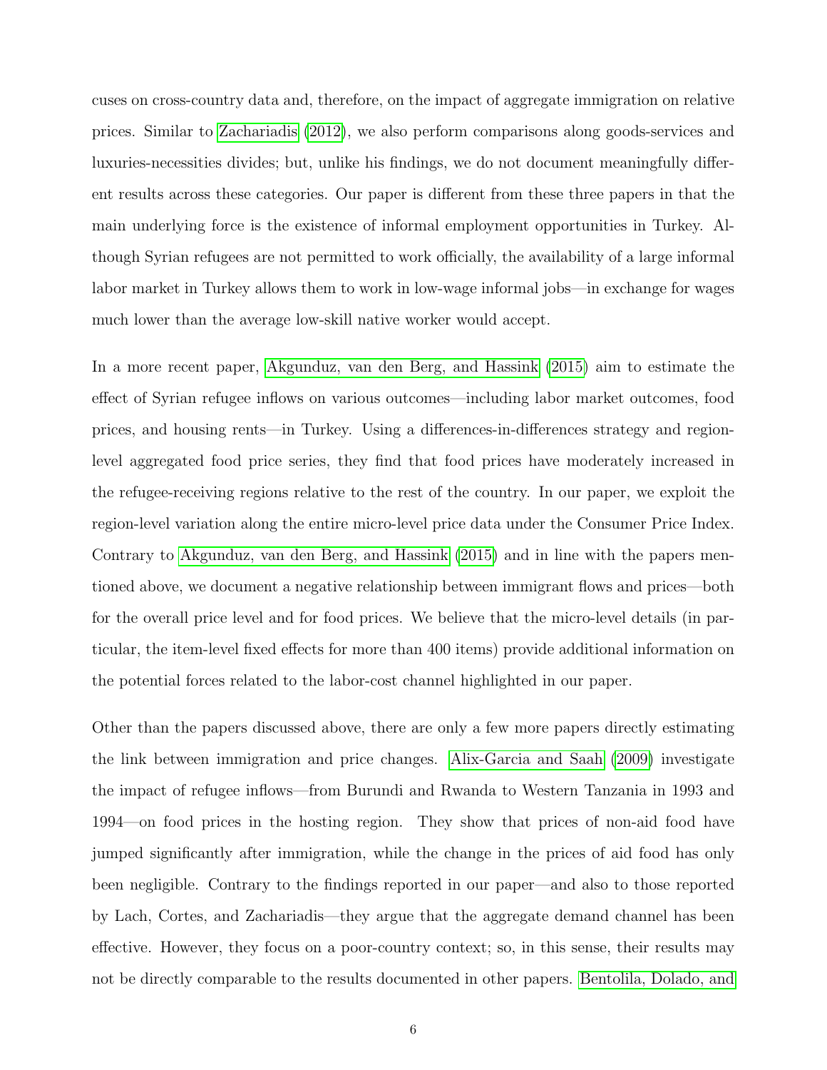cuses on cross-country data and, therefore, on the impact of aggregate immigration on relative prices. Similar to Zachariadis (2012), we also perform comparisons along goods-services and luxuries-necessities divides; but, unlike his findings, we do not document meaningfully different results across these categories. Our paper is different from these three papers in that the main underlying force is the existence of informal employment opportunities in Turkey. Although Syrian refugees are not permitted to work officially, the availability of a large informal labor market in Turkey allows them to work in low-wage informal jobs—in exchange for wages much lower than the average low-skill native worker would accept.

In a more recent paper, Akgunduz, van den Berg, and Hassink (2015) aim to estimate the effect of Syrian refugee inflows on various outcomes—including labor market outcomes, food prices, and housing rents—in Turkey. Using a differences-in-differences strategy and region-level aggregated food price series, they find that food prices have moderately increased in the refugee-receiving regions relative to the rest of the country. In our paper, we exploit the region-level variation along the entire micro-level price data under the Consumer Price Index. Contrary to Akgunduz, van den Berg, and Hassink (2015) and in line with the papers mentioned above, we document a negative relationship between immigrant flows and prices—both for the overall price level and for food prices. We believe that the micro-level details (in particular, the item-level fixed effects for more than 400 items) provide additional information on the potential forces related to the labor-cost channel highlighted in our paper.

Other than the papers discussed above, there are only a few more papers directly estimating the link between immigration and price changes. Alix-Garcia and Saah (2009) investigate the impact of refugee inflows—from Burundi and Rwanda to Western Tanzania in 1993 and 1994—on food prices in the hosting region. They show that prices of non-aid food have jumped significantly after immigration, while the change in the prices of aid food has only been negligible. Contrary to the findings reported in our paper—and also to those reported by Lach, Cortes, and Zachariadis—they argue that the aggregate demand channel has been effective. However, they focus on a poor-country context; so, in this sense, their results may not be directly comparable to the results documented in other papers. Bentolila, Dolado, and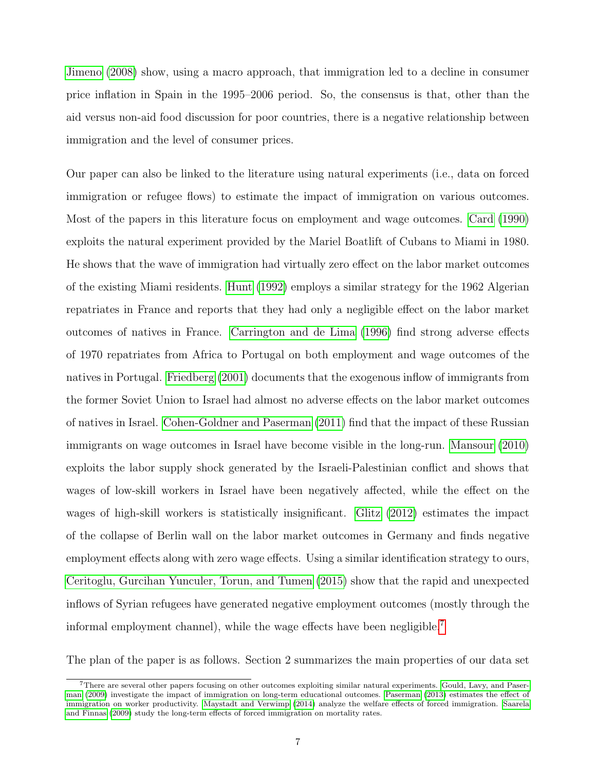Jimeno (2008) show, using a macro approach, that immigration led to a decline in consumer price inflation in Spain in the 1995–2006 period. So, the consensus is that, other than the aid versus non-aid food discussion for poor countries, there is a negative relationship between immigration and the level of consumer prices.

Our paper can also be linked to the literature using natural experiments (i.e., data on forced immigration or refugee flows) to estimate the impact of immigration on various outcomes. Most of the papers in this literature focus on employment and wage outcomes. Card (1990) exploits the natural experiment provided by the Mariel Boatlift of Cubans to Miami in 1980. He shows that the wave of immigration had virtually zero effect on the labor market outcomes of the existing Miami residents. Hunt (1992) employs a similar strategy for the 1962 Algerian repatriates in France and reports that they had only a negligible effect on the labor market outcomes of natives in France. Carrington and de Lima (1996) find strong adverse effects of 1970 repatriates from Africa to Portugal on both employment and wage outcomes of the natives in Portugal. Friedberg (2001) documents that the exogenous inflow of immigrants from the former Soviet Union to Israel had almost no adverse effects on the labor market outcomes of natives in Israel. Cohen-Goldner and Paserman (2011) find that the impact of these Russian immigrants on wage outcomes in Israel have become visible in the long-run. Mansour (2010) exploits the labor supply shock generated by the Israeli-Palestinian conflict and shows that wages of low-skill workers in Israel have been negatively affected, while the effect on the wages of high-skill workers is statistically insignificant. Glitz (2012) estimates the impact of the collapse of Berlin wall on the labor market outcomes in Germany and finds negative employment effects along with zero wage effects. Using a similar identification strategy to ours, Ceritoglu, Gurcihan Yunculer, Torun, and Tumen (2015) show that the rapid and unexpected inflows of Syrian refugees have generated negative employment outcomes (mostly through the informal employment channel), while the wage effects have been negligible.[7]

The plan of the paper is as follows. Section 2 summarizes the main properties of our data set

[7] There are several other papers focusing on other outcomes exploiting similar natural experiments. Gould, Lavy, and Paserman (2009) investigate the impact of immigration on long-term educational outcomes. Paserman (2013) estimates the effect of immigration on worker productivity. Maystadt and Verwimp (2014) analyze the welfare effects of forced immigration. Saarela and Finnas (2009) study the long-term effects of forced immigration on mortality rates.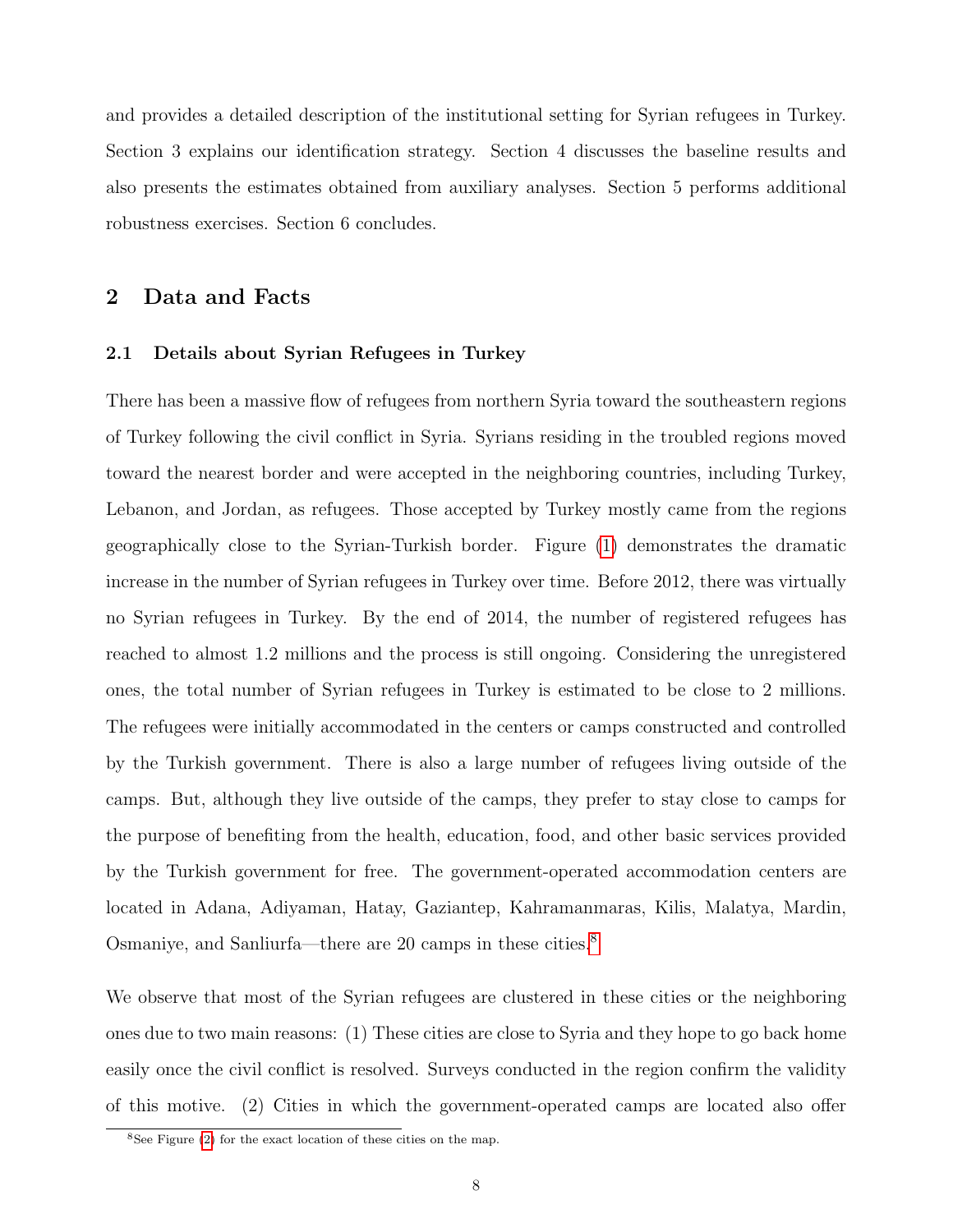and provides a detailed description of the institutional setting for Syrian refugees in Turkey. Section 3 explains our identification strategy. Section 4 discusses the baseline results and also presents the estimates obtained from auxiliary analyses. Section 5 performs additional robustness exercises. Section 6 concludes.

## 2 Data and Facts

### 2.1 Details about Syrian Refugees in Turkey

There has been a massive flow of refugees from northern Syria toward the southeastern regions of Turkey following the civil conflict in Syria. Syrians residing in the troubled regions moved toward the nearest border and were accepted in the neighboring countries, including Turkey, Lebanon, and Jordan, as refugees. Those accepted by Turkey mostly came from the regions geographically close to the Syrian-Turkish border. Figure (1) demonstrates the dramatic increase in the number of Syrian refugees in Turkey over time. Before 2012, there was virtually no Syrian refugees in Turkey. By the end of 2014, the number of registered refugees has reached to almost 1.2 millions and the process is still ongoing. Considering the unregistered ones, the total number of Syrian refugees in Turkey is estimated to be close to 2 millions. The refugees were initially accommodated in the centers or camps constructed and controlled by the Turkish government. There is also a large number of refugees living outside of the camps. But, although they live outside of the camps, they prefer to stay close to camps for the purpose of benefiting from the health, education, food, and other basic services provided by the Turkish government for free. The government-operated accommodation centers are located in Adana, Adiyaman, Hatay, Gaziantep, Kahramanmaras, Kilis, Malatya, Mardin, Osmaniye, and Sanliurfa—there are 20 camps in these cities.[8]

We observe that most of the Syrian refugees are clustered in these cities or the neighboring ones due to two main reasons: (1) These cities are close to Syria and they hope to go back home easily once the civil conflict is resolved. Surveys conducted in the region confirm the validity of this motive. (2) Cities in which the government-operated camps are located also offer

[8] See Figure (2) for the exact location of these cities on the map.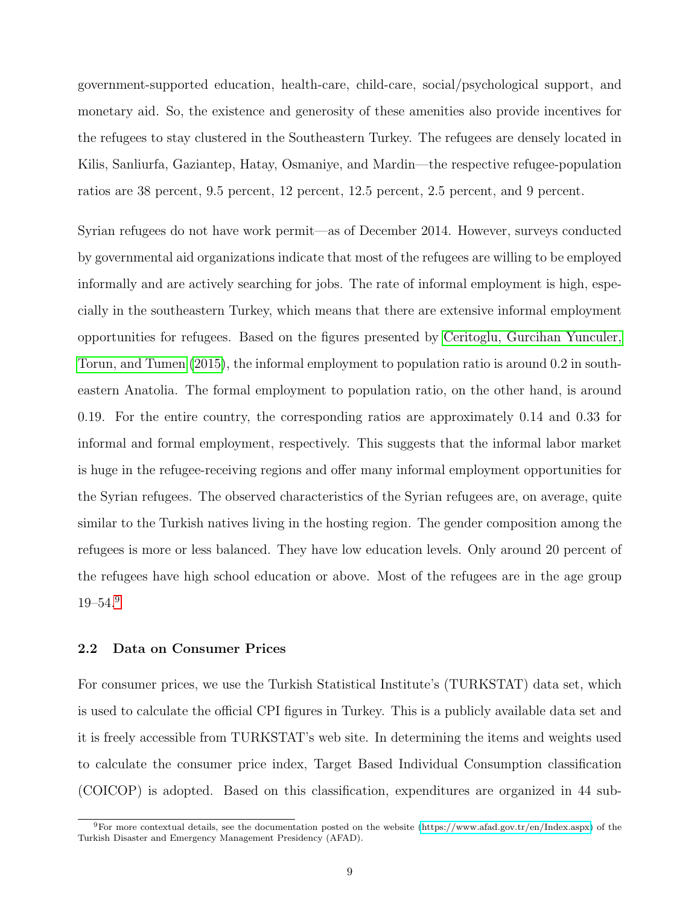government-supported education, health-care, child-care, social/psychological support, and monetary aid. So, the existence and generosity of these amenities also provide incentives for the refugees to stay clustered in the Southeastern Turkey. The refugees are densely located in Kilis, Sanliurfa, Gaziantep, Hatay, Osmaniye, and Mardin—the respective refugee-population ratios are 38 percent, 9.5 percent, 12 percent, 12.5 percent, 2.5 percent, and 9 percent.

Syrian refugees do not have work permit—as of December 2014. However, surveys conducted by governmental aid organizations indicate that most of the refugees are willing to be employed informally and are actively searching for jobs. The rate of informal employment is high, especially in the southeastern Turkey, which means that there are extensive informal employment opportunities for refugees. Based on the figures presented by Ceritoglu, Gurcihan Yunculer, Torun, and Tumen (2015), the informal employment to population ratio is around 0.2 in southeastern Anatolia. The formal employment to population ratio, on the other hand, is around 0.19. For the entire country, the corresponding ratios are approximately 0.14 and 0.33 for informal and formal employment, respectively. This suggests that the informal labor market is huge in the refugee-receiving regions and offer many informal employment opportunities for the Syrian refugees. The observed characteristics of the Syrian refugees are, on average, quite similar to the Turkish natives living in the hosting region. The gender composition among the refugees is more or less balanced. They have low education levels. Only around 20 percent of the refugees have high school education or above. Most of the refugees are in the age group 19–54.[9]

### 2.2 Data on Consumer Prices

For consumer prices, we use the Turkish Statistical Institute's (TURKSTAT) data set, which is used to calculate the official CPI figures in Turkey. This is a publicly available data set and it is freely accessible from TURKSTAT's web site. In determining the items and weights used to calculate the consumer price index, Target Based Individual Consumption classification (COICOP) is adopted. Based on this classification, expenditures are organized in 44 sub-

[9] For more contextual details, see the documentation posted on the website (https://www.afad.gov.tr/en/Index.aspx) of the Turkish Disaster and Emergency Management Presidency (AFAD).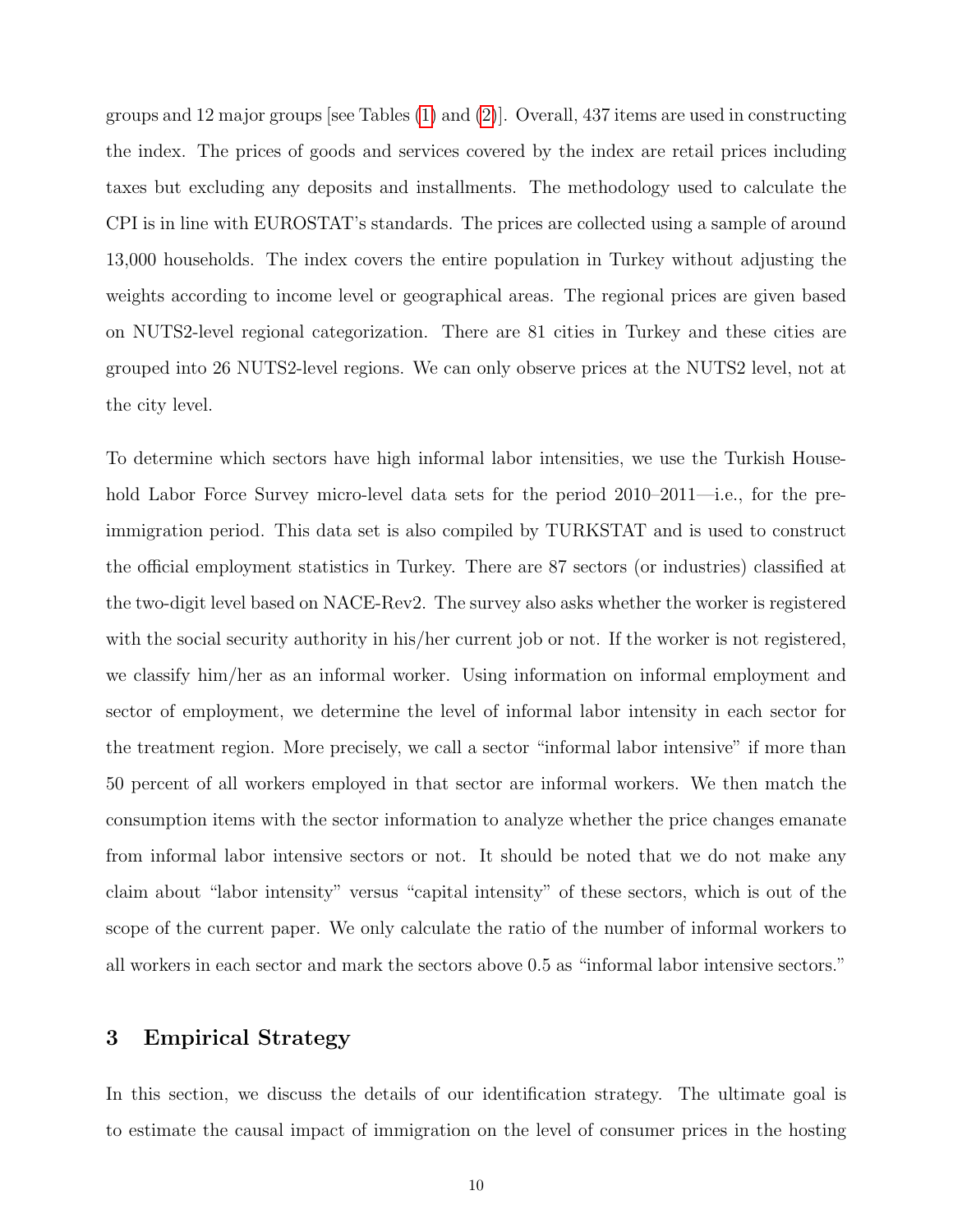groups and 12 major groups [see Tables (1) and (2)]. Overall, 437 items are used in constructing the index. The prices of goods and services covered by the index are retail prices including taxes but excluding any deposits and installments. The methodology used to calculate the CPI is in line with EUROSTAT's standards. The prices are collected using a sample of around 13,000 households. The index covers the entire population in Turkey without adjusting the weights according to income level or geographical areas. The regional prices are given based on NUTS2-level regional categorization. There are 81 cities in Turkey and these cities are grouped into 26 NUTS2-level regions. We can only observe prices at the NUTS2 level, not at the city level.

To determine which sectors have high informal labor intensities, we use the Turkish Household Labor Force Survey micro-level data sets for the period 2010–2011—i.e., for the pre-immigration period. This data set is also compiled by TURKSTAT and is used to construct the official employment statistics in Turkey. There are 87 sectors (or industries) classified at the two-digit level based on NACE-Rev2. The survey also asks whether the worker is registered with the social security authority in his/her current job or not. If the worker is not registered, we classify him/her as an informal worker. Using information on informal employment and sector of employment, we determine the level of informal labor intensity in each sector for the treatment region. More precisely, we call a sector "informal labor intensive" if more than 50 percent of all workers employed in that sector are informal workers. We then match the consumption items with the sector information to analyze whether the price changes emanate from informal labor intensive sectors or not. It should be noted that we do not make any claim about "labor intensity" versus "capital intensity" of these sectors, which is out of the scope of the current paper. We only calculate the ratio of the number of informal workers to all workers in each sector and mark the sectors above 0.5 as "informal labor intensive sectors."

## 3 Empirical Strategy

In this section, we discuss the details of our identification strategy. The ultimate goal is to estimate the causal impact of immigration on the level of consumer prices in the hosting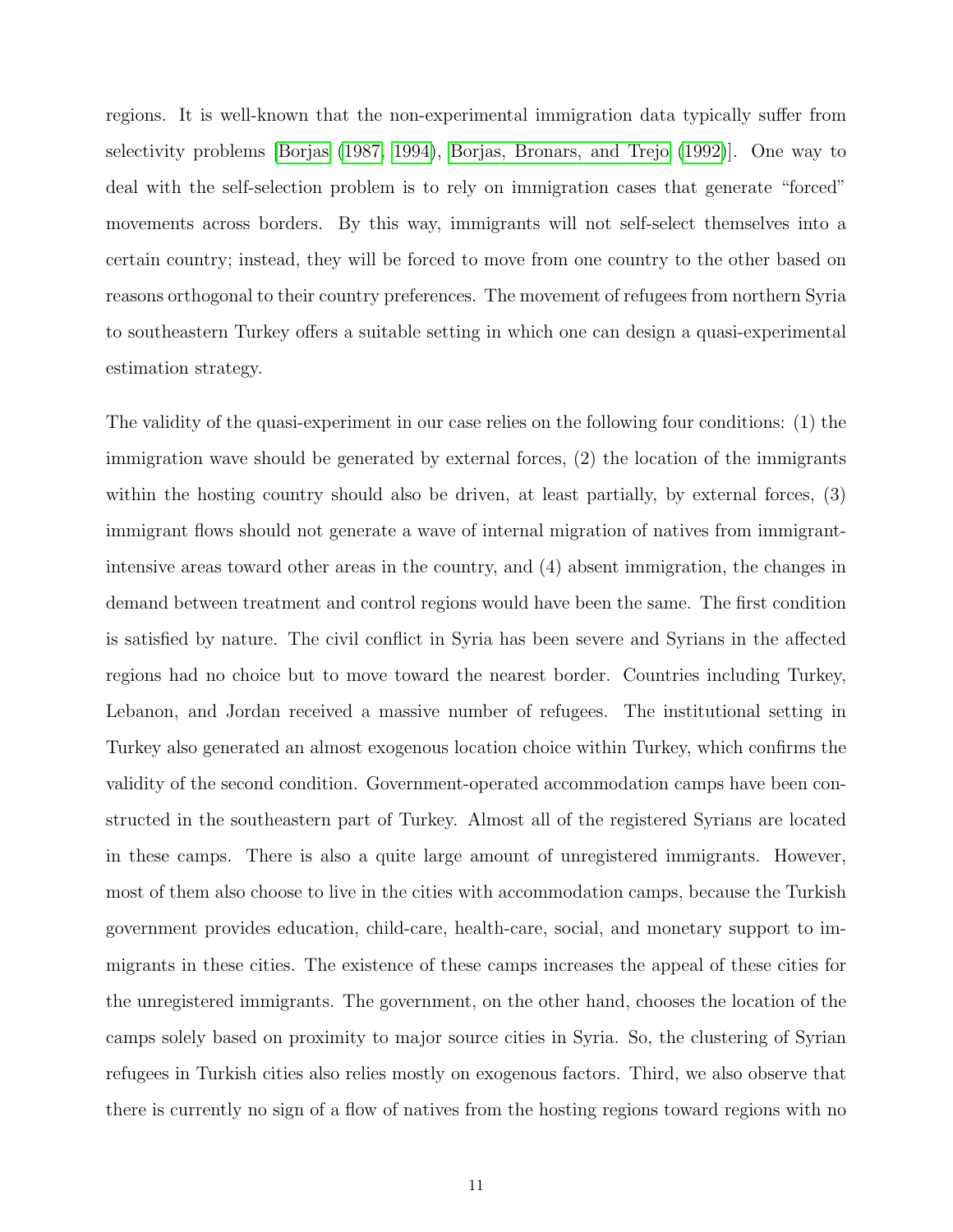regions. It is well-known that the non-experimental immigration data typically suffer from selectivity problems [Borjas (1987, 1994), Borjas, Bronars, and Trejo (1992)]. One way to deal with the self-selection problem is to rely on immigration cases that generate "forced" movements across borders. By this way, immigrants will not self-select themselves into a certain country; instead, they will be forced to move from one country to the other based on reasons orthogonal to their country preferences. The movement of refugees from northern Syria to southeastern Turkey offers a suitable setting in which one can design a quasi-experimental estimation strategy.

The validity of the quasi-experiment in our case relies on the following four conditions: (1) the immigration wave should be generated by external forces, (2) the location of the immigrants within the hosting country should also be driven, at least partially, by external forces, (3) immigrant flows should not generate a wave of internal migration of natives from immigrant-intensive areas toward other areas in the country, and (4) absent immigration, the changes in demand between treatment and control regions would have been the same. The first condition is satisfied by nature. The civil conflict in Syria has been severe and Syrians in the affected regions had no choice but to move toward the nearest border. Countries including Turkey, Lebanon, and Jordan received a massive number of refugees. The institutional setting in Turkey also generated an almost exogenous location choice within Turkey, which confirms the validity of the second condition. Government-operated accommodation camps have been constructed in the southeastern part of Turkey. Almost all of the registered Syrians are located in these camps. There is also a quite large amount of unregistered immigrants. However, most of them also choose to live in the cities with accommodation camps, because the Turkish government provides education, child-care, health-care, social, and monetary support to immigrants in these cities. The existence of these camps increases the appeal of these cities for the unregistered immigrants. The government, on the other hand, chooses the location of the camps solely based on proximity to major source cities in Syria. So, the clustering of Syrian refugees in Turkish cities also relies mostly on exogenous factors. Third, we also observe that there is currently no sign of a flow of natives from the hosting regions toward regions with no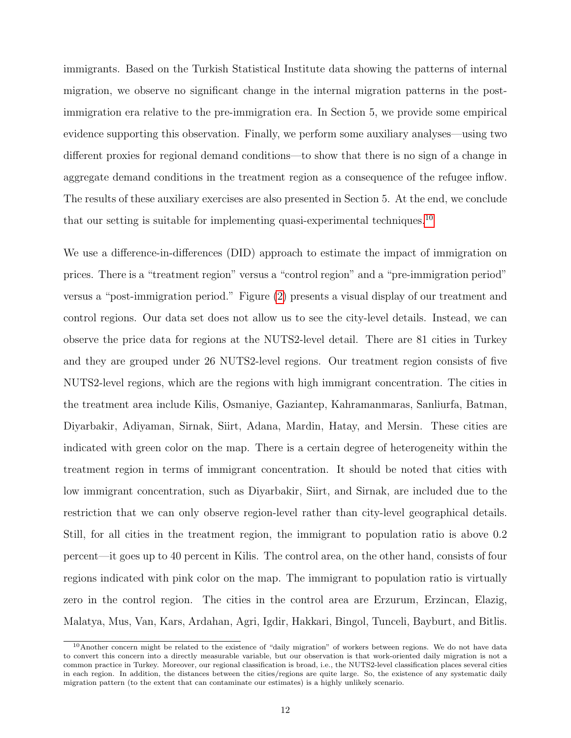immigrants. Based on the Turkish Statistical Institute data showing the patterns of internal migration, we observe no significant change in the internal migration patterns in the post-immigration era relative to the pre-immigration era. In Section 5, we provide some empirical evidence supporting this observation. Finally, we perform some auxiliary analyses—using two different proxies for regional demand conditions—to show that there is no sign of a change in aggregate demand conditions in the treatment region as a consequence of the refugee inflow. The results of these auxiliary exercises are also presented in Section 5. At the end, we conclude that our setting is suitable for implementing quasi-experimental techniques.[10]

We use a difference-in-differences (DID) approach to estimate the impact of immigration on prices. There is a "treatment region" versus a "control region" and a "pre-immigration period" versus a "post-immigration period." Figure (2) presents a visual display of our treatment and control regions. Our data set does not allow us to see the city-level details. Instead, we can observe the price data for regions at the NUTS2-level detail. There are 81 cities in Turkey and they are grouped under 26 NUTS2-level regions. Our treatment region consists of five NUTS2-level regions, which are the regions with high immigrant concentration. The cities in the treatment area include Kilis, Osmaniye, Gaziantep, Kahramanmaras, Sanliurfa, Batman, Diyarbakir, Adiyaman, Sirnak, Siirt, Adana, Mardin, Hatay, and Mersin. These cities are indicated with green color on the map. There is a certain degree of heterogeneity within the treatment region in terms of immigrant concentration. It should be noted that cities with low immigrant concentration, such as Diyarbakir, Siirt, and Sirnak, are included due to the restriction that we can only observe region-level rather than city-level geographical details. Still, for all cities in the treatment region, the immigrant to population ratio is above 0.2 percent—it goes up to 40 percent in Kilis. The control area, on the other hand, consists of four regions indicated with pink color on the map. The immigrant to population ratio is virtually zero in the control region. The cities in the control area are Erzurum, Erzincan, Elazig, Malatya, Mus, Van, Kars, Ardahan, Agri, Igdir, Hakkari, Bingol, Tunceli, Bayburt, and Bitlis.

[10]Another concern might be related to the existence of "daily migration" of workers between regions. We do not have data to convert this concern into a directly measurable variable, but our observation is that work-oriented daily migration is not a common practice in Turkey. Moreover, our regional classification is broad, i.e., the NUTS2-level classification places several cities in each region. In addition, the distances between the cities/regions are quite large. So, the existence of any systematic daily migration pattern (to the extent that can contaminate our estimates) is a highly unlikely scenario.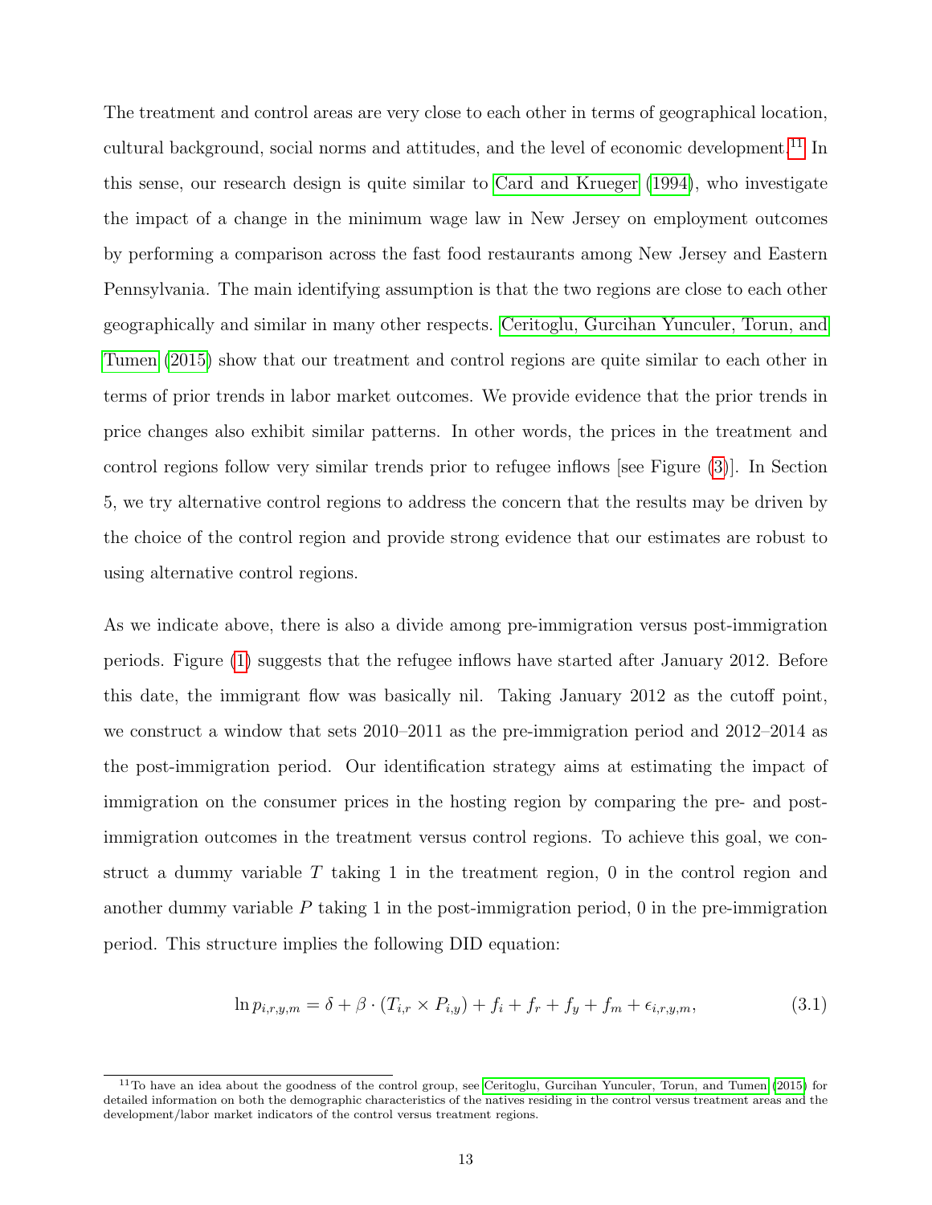The treatment and control areas are very close to each other in terms of geographical location, cultural background, social norms and attitudes, and the level of economic development.[11] In this sense, our research design is quite similar to Card and Krueger (1994), who investigate the impact of a change in the minimum wage law in New Jersey on employment outcomes by performing a comparison across the fast food restaurants among New Jersey and Eastern Pennsylvania. The main identifying assumption is that the two regions are close to each other geographically and similar in many other respects. Ceritoglu, Gurcihan Yunculer, Torun, and Tumen (2015) show that our treatment and control regions are quite similar to each other in terms of prior trends in labor market outcomes. We provide evidence that the prior trends in price changes also exhibit similar patterns. In other words, the prices in the treatment and control regions follow very similar trends prior to refugee inflows [see Figure (3)]. In Section 5, we try alternative control regions to address the concern that the results may be driven by the choice of the control region and provide strong evidence that our estimates are robust to using alternative control regions.

As we indicate above, there is also a divide among pre-immigration versus post-immigration periods. Figure (1) suggests that the refugee inflows have started after January 2012. Before this date, the immigrant flow was basically nil. Taking January 2012 as the cutoff point, we construct a window that sets 2010–2011 as the pre-immigration period and 2012–2014 as the post-immigration period. Our identification strategy aims at estimating the impact of immigration on the consumer prices in the hosting region by comparing the pre- and post-immigration outcomes in the treatment versus control regions. To achieve this goal, we construct a dummy variable $T$ taking 1 in the treatment region, 0 in the control region and another dummy variable $P$ taking 1 in the post-immigration period, 0 in the pre-immigration period. This structure implies the following DID equation:

$$\ln p_{i,r,y,m} = \delta + \beta \cdot (T_{i,r} \times P_{i,y}) + f_i + f_r + f_y + f_m + \epsilon_{i,r,y,m}, \tag{3.1}$$

[11] To have an idea about the goodness of the control group, see Ceritoglu, Gurcihan Yunculer, Torun, and Tumen (2015) for detailed information on both the demographic characteristics of the natives residing in the control versus treatment areas and the development/labor market indicators of the control versus treatment regions.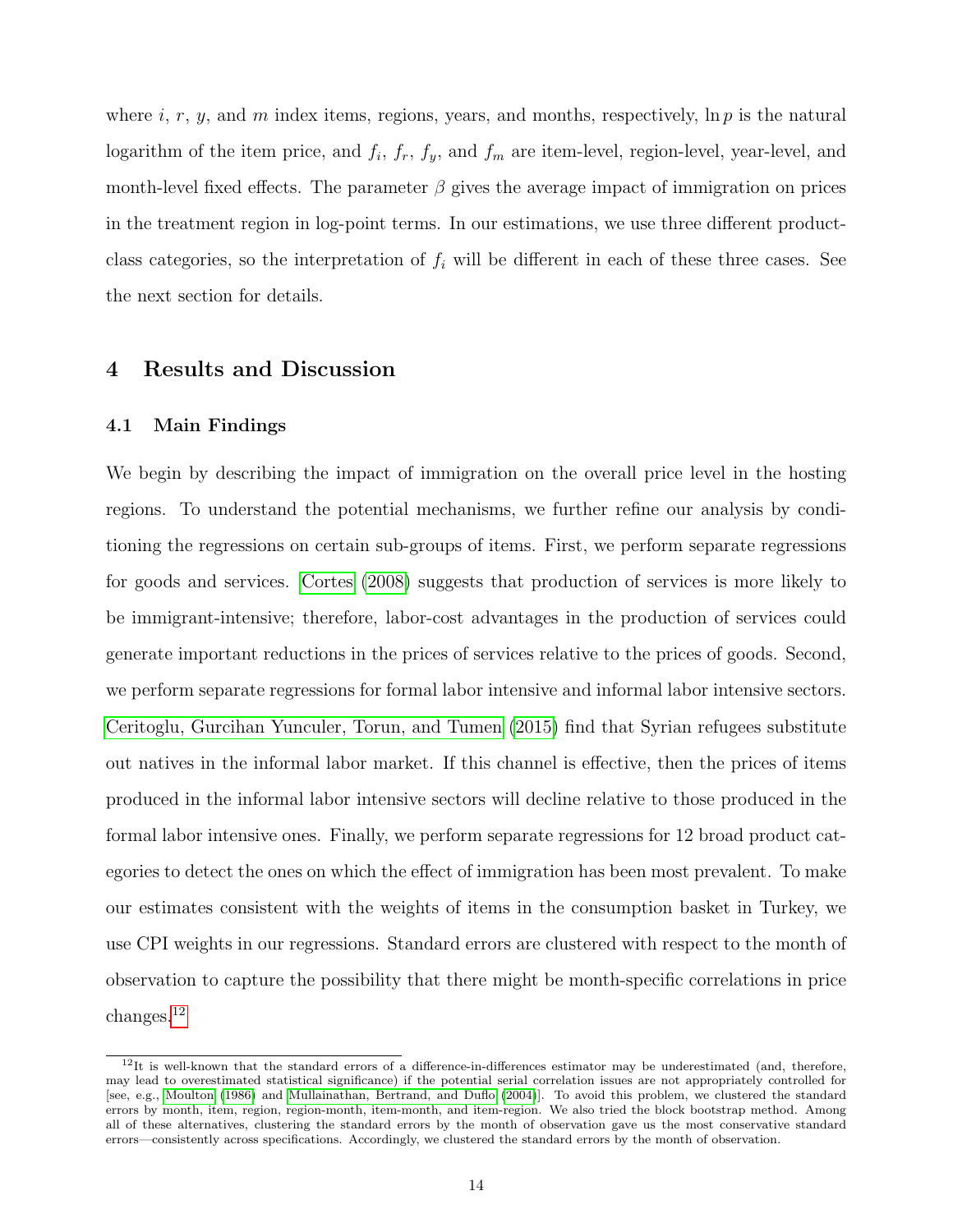where $i$, $r$, $y$, and $m$ index items, regions, years, and months, respectively, $\ln p$ is the natural logarithm of the item price, and $f_i$, $f_r$, $f_y$, and $f_m$ are item-level, region-level, year-level, and month-level fixed effects. The parameter $\beta$ gives the average impact of immigration on prices in the treatment region in log-point terms. In our estimations, we use three different product-class categories, so the interpretation of $f_i$ will be different in each of these three cases. See the next section for details.

# 4 Results and Discussion

## 4.1 Main Findings

We begin by describing the impact of immigration on the overall price level in the hosting regions. To understand the potential mechanisms, we further refine our analysis by conditioning the regressions on certain sub-groups of items. First, we perform separate regressions for goods and services. Cortes (2008) suggests that production of services is more likely to be immigrant-intensive; therefore, labor-cost advantages in the production of services could generate important reductions in the prices of services relative to the prices of goods. Second, we perform separate regressions for formal labor intensive and informal labor intensive sectors. Ceritoglu, Gurcihan Yunculer, Torun, and Tumen (2015) find that Syrian refugees substitute out natives in the informal labor market. If this channel is effective, then the prices of items produced in the informal labor intensive sectors will decline relative to those produced in the formal labor intensive ones. Finally, we perform separate regressions for 12 broad product categories to detect the ones on which the effect of immigration has been most prevalent. To make our estimates consistent with the weights of items in the consumption basket in Turkey, we use CPI weights in our regressions. Standard errors are clustered with respect to the month of observation to capture the possibility that there might be month-specific correlations in price changes.[12]

[12] It is well-known that the standard errors of a difference-in-differences estimator may be underestimated (and, therefore, may lead to overestimated statistical significance) if the potential serial correlation issues are not appropriately controlled for [see, e.g., Moulton (1986) and Mullainathan, Bertrand, and Duflo (2004)]. To avoid this problem, we clustered the standard errors by month, item, region, region-month, item-month, and item-region. We also tried the block bootstrap method. Among all of these alternatives, clustering the standard errors by the month of observation gave us the most conservative standard errors—consistently across specifications. Accordingly, we clustered the standard errors by the month of observation.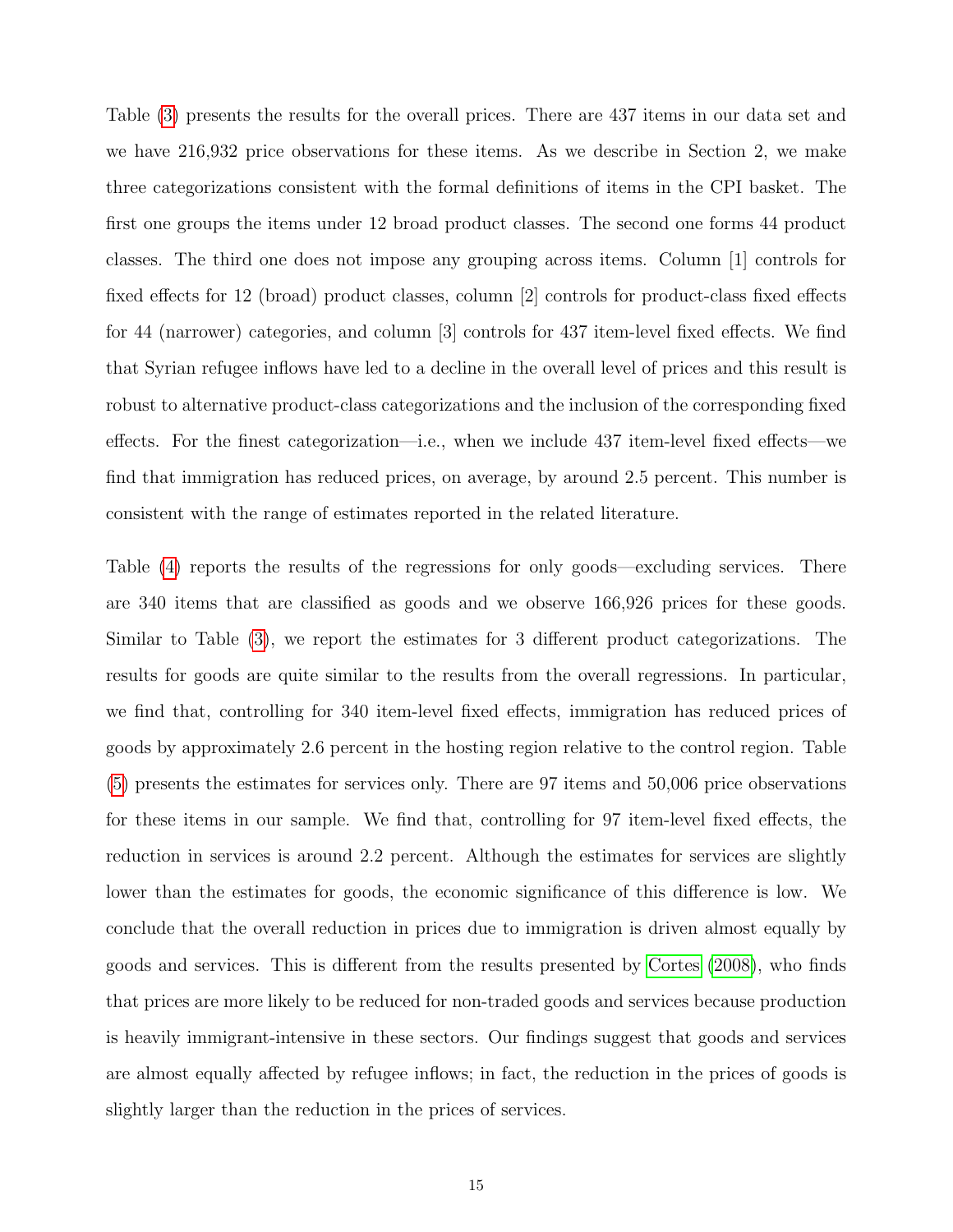Table (3) presents the results for the overall prices. There are 437 items in our data set and we have 216,932 price observations for these items. As we describe in Section 2, we make three categorizations consistent with the formal definitions of items in the CPI basket. The first one groups the items under 12 broad product classes. The second one forms 44 product classes. The third one does not impose any grouping across items. Column [1] controls for fixed effects for 12 (broad) product classes, column [2] controls for product-class fixed effects for 44 (narrower) categories, and column [3] controls for 437 item-level fixed effects. We find that Syrian refugee inflows have led to a decline in the overall level of prices and this result is robust to alternative product-class categorizations and the inclusion of the corresponding fixed effects. For the finest categorization—i.e., when we include 437 item-level fixed effects—we find that immigration has reduced prices, on average, by around 2.5 percent. This number is consistent with the range of estimates reported in the related literature.

Table (4) reports the results of the regressions for only goods—excluding services. There are 340 items that are classified as goods and we observe 166,926 prices for these goods. Similar to Table (3), we report the estimates for 3 different product categorizations. The results for goods are quite similar to the results from the overall regressions. In particular, we find that, controlling for 340 item-level fixed effects, immigration has reduced prices of goods by approximately 2.6 percent in the hosting region relative to the control region. Table (5) presents the estimates for services only. There are 97 items and 50,006 price observations for these items in our sample. We find that, controlling for 97 item-level fixed effects, the reduction in services is around 2.2 percent. Although the estimates for services are slightly lower than the estimates for goods, the economic significance of this difference is low. We conclude that the overall reduction in prices due to immigration is driven almost equally by goods and services. This is different from the results presented by Cortes (2008), who finds that prices are more likely to be reduced for non-traded goods and services because production is heavily immigrant-intensive in these sectors. Our findings suggest that goods and services are almost equally affected by refugee inflows; in fact, the reduction in the prices of goods is slightly larger than the reduction in the prices of services.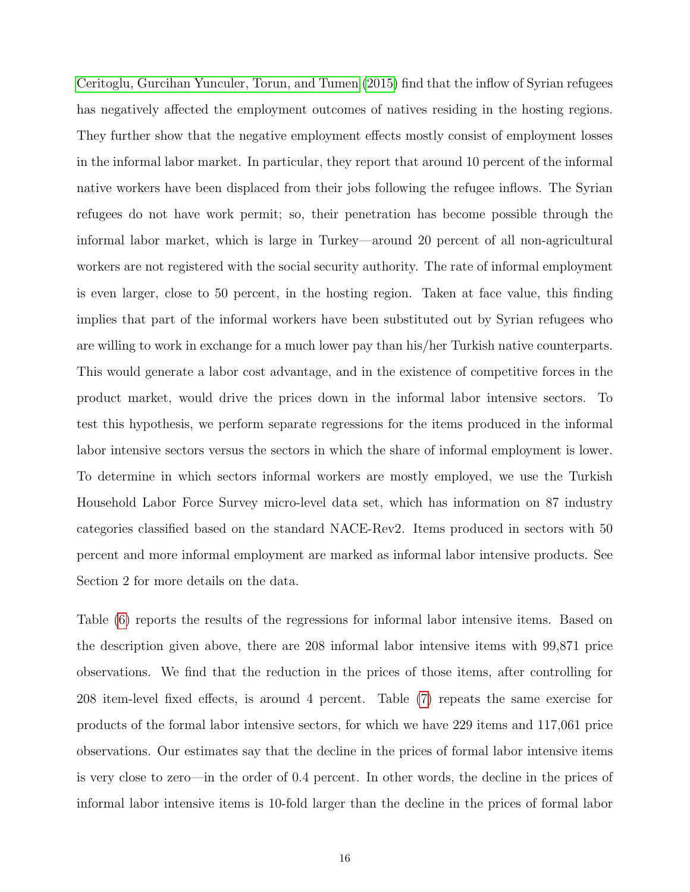Ceritoglu, Gurcihan Yunculer, Torun, and Tumen (2015) find that the inflow of Syrian refugees has negatively affected the employment outcomes of natives residing in the hosting regions. They further show that the negative employment effects mostly consist of employment losses in the informal labor market. In particular, they report that around 10 percent of the informal native workers have been displaced from their jobs following the refugee inflows. The Syrian refugees do not have work permit; so, their penetration has become possible through the informal labor market, which is large in Turkey—around 20 percent of all non-agricultural workers are not registered with the social security authority. The rate of informal employment is even larger, close to 50 percent, in the hosting region. Taken at face value, this finding implies that part of the informal workers have been substituted out by Syrian refugees who are willing to work in exchange for a much lower pay than his/her Turkish native counterparts. This would generate a labor cost advantage, and in the existence of competitive forces in the product market, would drive the prices down in the informal labor intensive sectors. To test this hypothesis, we perform separate regressions for the items produced in the informal labor intensive sectors versus the sectors in which the share of informal employment is lower. To determine in which sectors informal workers are mostly employed, we use the Turkish Household Labor Force Survey micro-level data set, which has information on 87 industry categories classified based on the standard NACE-Rev2. Items produced in sectors with 50 percent and more informal employment are marked as informal labor intensive products. See Section 2 for more details on the data.

Table (6) reports the results of the regressions for informal labor intensive items. Based on the description given above, there are 208 informal labor intensive items with 99,871 price observations. We find that the reduction in the prices of those items, after controlling for 208 item-level fixed effects, is around 4 percent. Table (7) repeats the same exercise for products of the formal labor intensive sectors, for which we have 229 items and 117,061 price observations. Our estimates say that the decline in the prices of formal labor intensive items is very close to zero—in the order of 0.4 percent. In other words, the decline in the prices of informal labor intensive items is 10-fold larger than the decline in the prices of formal labor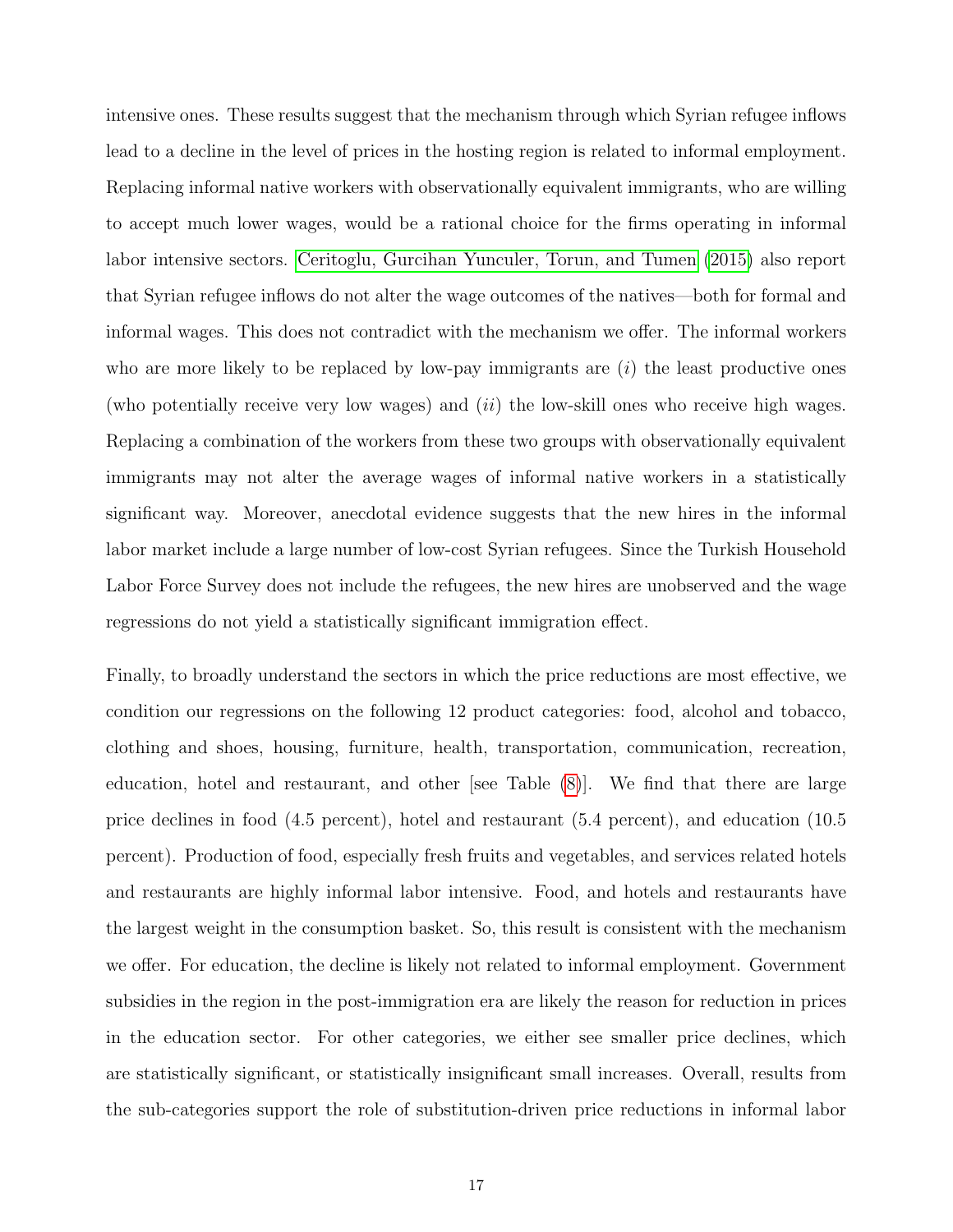intensive ones. These results suggest that the mechanism through which Syrian refugee inflows lead to a decline in the level of prices in the hosting region is related to informal employment. Replacing informal native workers with observationally equivalent immigrants, who are willing to accept much lower wages, would be a rational choice for the firms operating in informal labor intensive sectors. Ceritoglu, Gurcihan Yunculer, Torun, and Tumen (2015) also report that Syrian refugee inflows do not alter the wage outcomes of the natives—both for formal and informal wages. This does not contradict with the mechanism we offer. The informal workers who are more likely to be replaced by low-pay immigrants are (*i*) the least productive ones (who potentially receive very low wages) and (*ii*) the low-skill ones who receive high wages. Replacing a combination of the workers from these two groups with observationally equivalent immigrants may not alter the average wages of informal native workers in a statistically significant way. Moreover, anecdotal evidence suggests that the new hires in the informal labor market include a large number of low-cost Syrian refugees. Since the Turkish Household Labor Force Survey does not include the refugees, the new hires are unobserved and the wage regressions do not yield a statistically significant immigration effect.

Finally, to broadly understand the sectors in which the price reductions are most effective, we condition our regressions on the following 12 product categories: food, alcohol and tobacco, clothing and shoes, housing, furniture, health, transportation, communication, recreation, education, hotel and restaurant, and other [see Table (8)]. We find that there are large price declines in food (4.5 percent), hotel and restaurant (5.4 percent), and education (10.5 percent). Production of food, especially fresh fruits and vegetables, and services related hotels and restaurants are highly informal labor intensive. Food, and hotels and restaurants have the largest weight in the consumption basket. So, this result is consistent with the mechanism we offer. For education, the decline is likely not related to informal employment. Government subsidies in the region in the post-immigration era are likely the reason for reduction in prices in the education sector. For other categories, we either see smaller price declines, which are statistically significant, or statistically insignificant small increases. Overall, results from the sub-categories support the role of substitution-driven price reductions in informal labor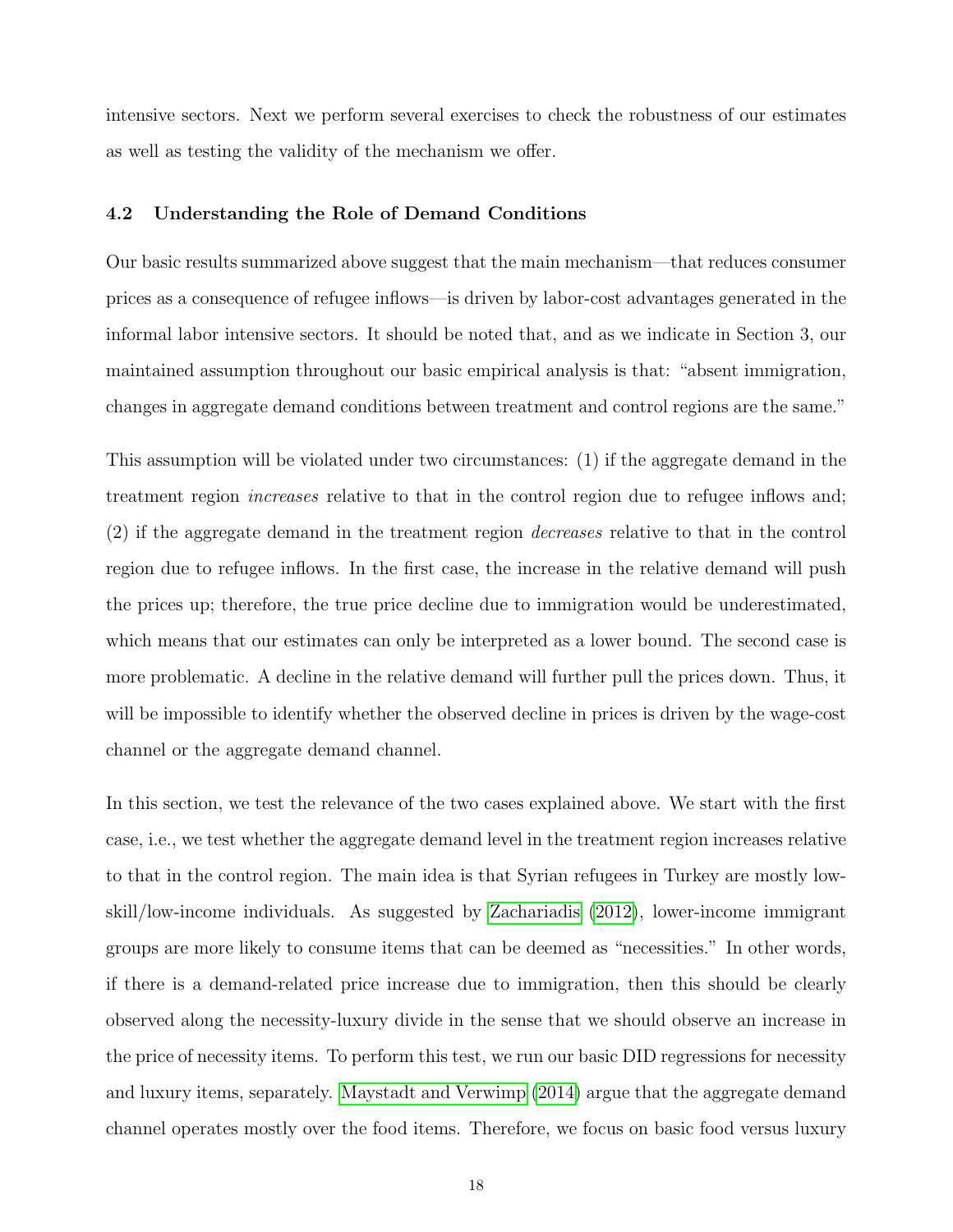intensive sectors. Next we perform several exercises to check the robustness of our estimates as well as testing the validity of the mechanism we offer.

### 4.2 Understanding the Role of Demand Conditions

Our basic results summarized above suggest that the main mechanism—that reduces consumer prices as a consequence of refugee inflows—is driven by labor-cost advantages generated in the informal labor intensive sectors. It should be noted that, and as we indicate in Section 3, our maintained assumption throughout our basic empirical analysis is that: "absent immigration, changes in aggregate demand conditions between treatment and control regions are the same."

This assumption will be violated under two circumstances: (1) if the aggregate demand in the treatment region *increases* relative to that in the control region due to refugee inflows and; (2) if the aggregate demand in the treatment region *decreases* relative to that in the control region due to refugee inflows. In the first case, the increase in the relative demand will push the prices up; therefore, the true price decline due to immigration would be underestimated, which means that our estimates can only be interpreted as a lower bound. The second case is more problematic. A decline in the relative demand will further pull the prices down. Thus, it will be impossible to identify whether the observed decline in prices is driven by the wage-cost channel or the aggregate demand channel.

In this section, we test the relevance of the two cases explained above. We start with the first case, i.e., we test whether the aggregate demand level in the treatment region increases relative to that in the control region. The main idea is that Syrian refugees in Turkey are mostly low-skill/low-income individuals. As suggested by Zachariadis (2012), lower-income immigrant groups are more likely to consume items that can be deemed as "necessities." In other words, if there is a demand-related price increase due to immigration, then this should be clearly observed along the necessity-luxury divide in the sense that we should observe an increase in the price of necessity items. To perform this test, we run our basic DID regressions for necessity and luxury items, separately. Maystadt and Verwimp (2014) argue that the aggregate demand channel operates mostly over the food items. Therefore, we focus on basic food versus luxury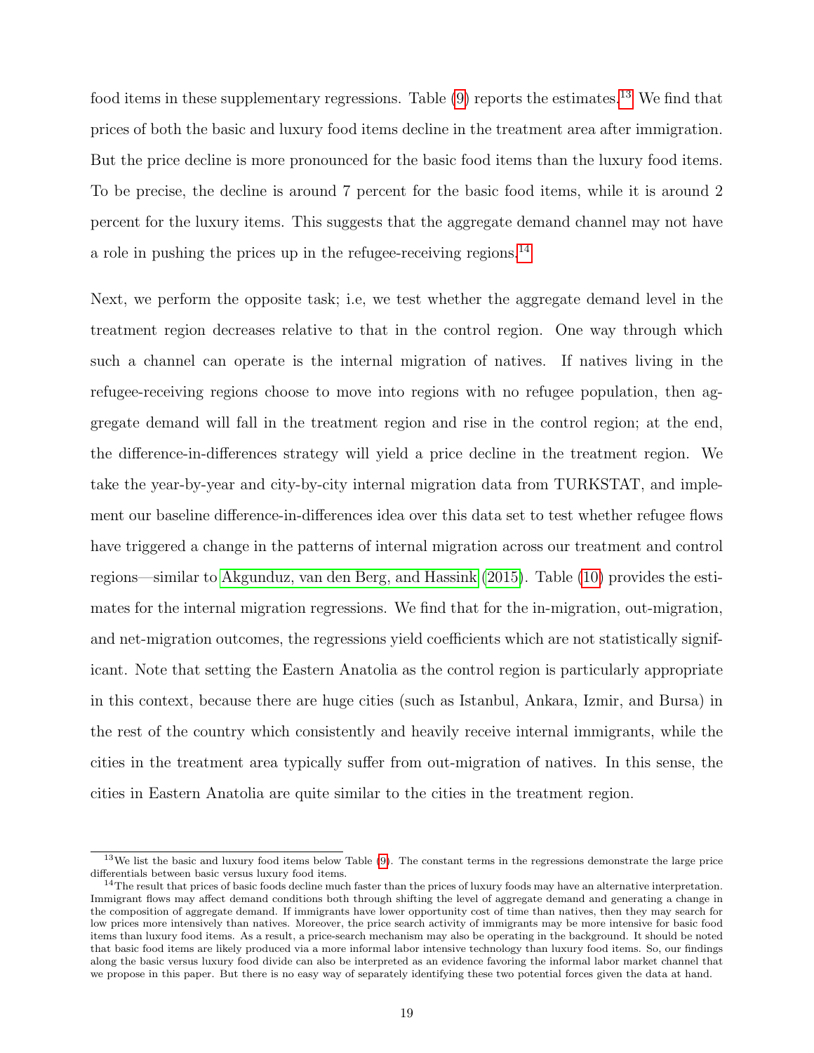food items in these supplementary regressions. Table (9) reports the estimates.[13] We find that prices of both the basic and luxury food items decline in the treatment area after immigration. But the price decline is more pronounced for the basic food items than the luxury food items. To be precise, the decline is around 7 percent for the basic food items, while it is around 2 percent for the luxury items. This suggests that the aggregate demand channel may not have a role in pushing the prices up in the refugee-receiving regions.[14]

Next, we perform the opposite task; i.e, we test whether the aggregate demand level in the treatment region decreases relative to that in the control region. One way through which such a channel can operate is the internal migration of natives. If natives living in the refugee-receiving regions choose to move into regions with no refugee population, then aggregate demand will fall in the treatment region and rise in the control region; at the end, the difference-in-differences strategy will yield a price decline in the treatment region. We take the year-by-year and city-by-city internal migration data from TURKSTAT, and implement our baseline difference-in-differences idea over this data set to test whether refugee flows have triggered a change in the patterns of internal migration across our treatment and control regions—similar to Akgunduz, van den Berg, and Hassink (2015). Table (10) provides the estimates for the internal migration regressions. We find that for the in-migration, out-migration, and net-migration outcomes, the regressions yield coefficients which are not statistically significant. Note that setting the Eastern Anatolia as the control region is particularly appropriate in this context, because there are huge cities (such as Istanbul, Ankara, Izmir, and Bursa) in the rest of the country which consistently and heavily receive internal immigrants, while the cities in the treatment area typically suffer from out-migration of natives. In this sense, the cities in Eastern Anatolia are quite similar to the cities in the treatment region.

---

[13] We list the basic and luxury food items below Table (9). The constant terms in the regressions demonstrate the large price differentials between basic versus luxury food items.

[14] The result that prices of basic foods decline much faster than the prices of luxury foods may have an alternative interpretation. Immigrant flows may affect demand conditions both through shifting the level of aggregate demand and generating a change in the composition of aggregate demand. If immigrants have lower opportunity cost of time than natives, then they may search for low prices more intensively than natives. Moreover, the price search activity of immigrants may be more intensive for basic food items than luxury food items. As a result, a price-search mechanism may also be operating in the background. It should be noted that basic food items are likely produced via a more informal labor intensive technology than luxury food items. So, our findings along the basic versus luxury food divide can also be interpreted as an evidence favoring the informal labor market channel that we propose in this paper. But there is no easy way of separately identifying these two potential forces given the data at hand.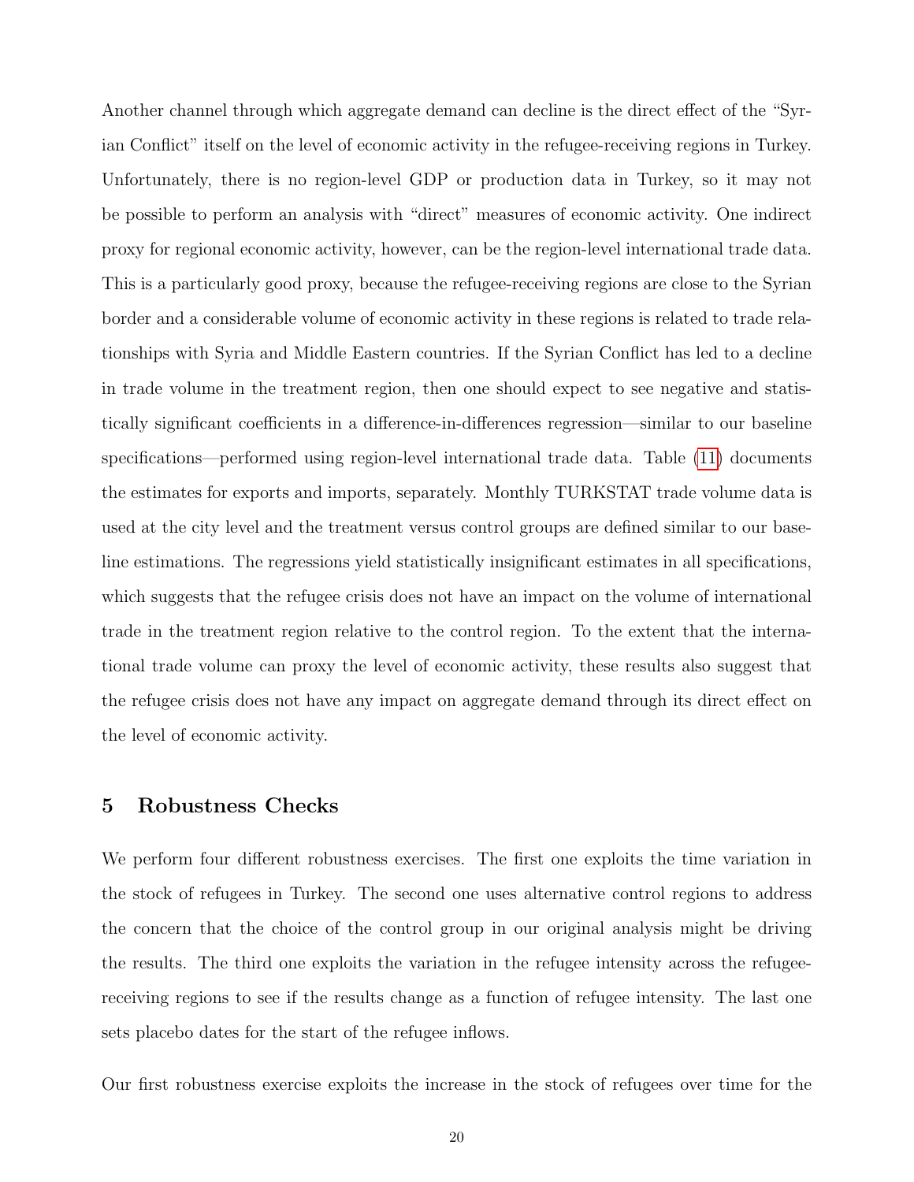Another channel through which aggregate demand can decline is the direct effect of the "Syrian Conflict" itself on the level of economic activity in the refugee-receiving regions in Turkey. Unfortunately, there is no region-level GDP or production data in Turkey, so it may not be possible to perform an analysis with "direct" measures of economic activity. One indirect proxy for regional economic activity, however, can be the region-level international trade data. This is a particularly good proxy, because the refugee-receiving regions are close to the Syrian border and a considerable volume of economic activity in these regions is related to trade relationships with Syria and Middle Eastern countries. If the Syrian Conflict has led to a decline in trade volume in the treatment region, then one should expect to see negative and statistically significant coefficients in a difference-in-differences regression—similar to our baseline specifications—performed using region-level international trade data. Table (11) documents the estimates for exports and imports, separately. Monthly TURKSTAT trade volume data is used at the city level and the treatment versus control groups are defined similar to our baseline estimations. The regressions yield statistically insignificant estimates in all specifications, which suggests that the refugee crisis does not have an impact on the volume of international trade in the treatment region relative to the control region. To the extent that the international trade volume can proxy the level of economic activity, these results also suggest that the refugee crisis does not have any impact on aggregate demand through its direct effect on the level of economic activity.

## 5 Robustness Checks

We perform four different robustness exercises. The first one exploits the time variation in the stock of refugees in Turkey. The second one uses alternative control regions to address the concern that the choice of the control group in our original analysis might be driving the results. The third one exploits the variation in the refugee intensity across the refugee-receiving regions to see if the results change as a function of refugee intensity. The last one sets placebo dates for the start of the refugee inflows.

Our first robustness exercise exploits the increase in the stock of refugees over time for the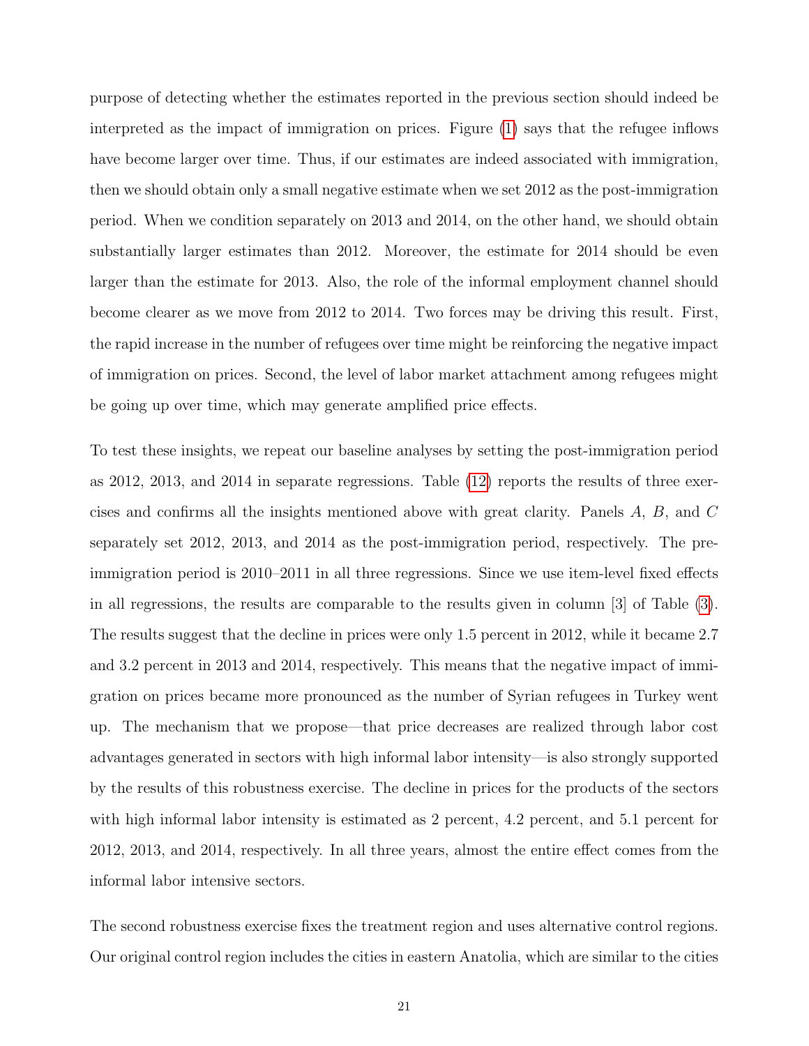purpose of detecting whether the estimates reported in the previous section should indeed be interpreted as the impact of immigration on prices. Figure (1) says that the refugee inflows have become larger over time. Thus, if our estimates are indeed associated with immigration, then we should obtain only a small negative estimate when we set 2012 as the post-immigration period. When we condition separately on 2013 and 2014, on the other hand, we should obtain substantially larger estimates than 2012. Moreover, the estimate for 2014 should be even larger than the estimate for 2013. Also, the role of the informal employment channel should become clearer as we move from 2012 to 2014. Two forces may be driving this result. First, the rapid increase in the number of refugees over time might be reinforcing the negative impact of immigration on prices. Second, the level of labor market attachment among refugees might be going up over time, which may generate amplified price effects.

To test these insights, we repeat our baseline analyses by setting the post-immigration period as 2012, 2013, and 2014 in separate regressions. Table (12) reports the results of three exercises and confirms all the insights mentioned above with great clarity. Panels $A$, $B$, and $C$ separately set 2012, 2013, and 2014 as the post-immigration period, respectively. The pre-immigration period is 2010–2011 in all three regressions. Since we use item-level fixed effects in all regressions, the results are comparable to the results given in column [3] of Table (3). The results suggest that the decline in prices were only 1.5 percent in 2012, while it became 2.7 and 3.2 percent in 2013 and 2014, respectively. This means that the negative impact of immigration on prices became more pronounced as the number of Syrian refugees in Turkey went up. The mechanism that we propose—that price decreases are realized through labor cost advantages generated in sectors with high informal labor intensity—is also strongly supported by the results of this robustness exercise. The decline in prices for the products of the sectors with high informal labor intensity is estimated as 2 percent, 4.2 percent, and 5.1 percent for 2012, 2013, and 2014, respectively. In all three years, almost the entire effect comes from the informal labor intensive sectors.

The second robustness exercise fixes the treatment region and uses alternative control regions. Our original control region includes the cities in eastern Anatolia, which are similar to the cities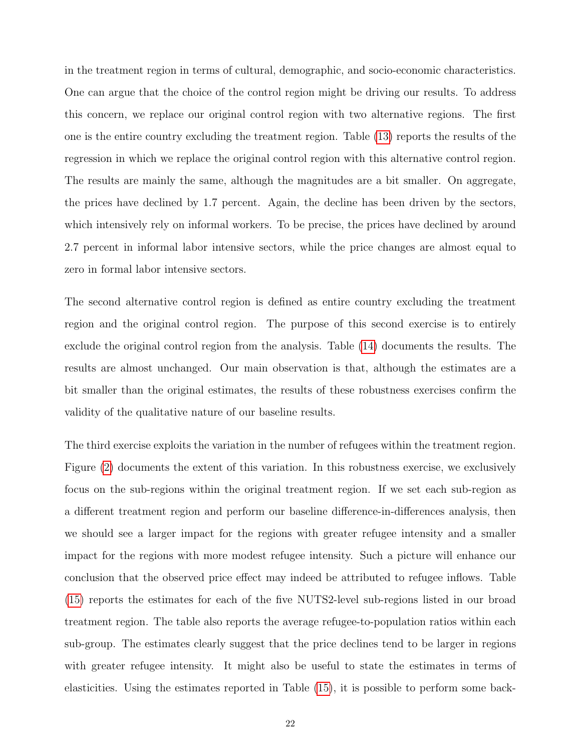in the treatment region in terms of cultural, demographic, and socio-economic characteristics. One can argue that the choice of the control region might be driving our results. To address this concern, we replace our original control region with two alternative regions. The first one is the entire country excluding the treatment region. Table (13) reports the results of the regression in which we replace the original control region with this alternative control region. The results are mainly the same, although the magnitudes are a bit smaller. On aggregate, the prices have declined by 1.7 percent. Again, the decline has been driven by the sectors, which intensively rely on informal workers. To be precise, the prices have declined by around 2.7 percent in informal labor intensive sectors, while the price changes are almost equal to zero in formal labor intensive sectors.

The second alternative control region is defined as entire country excluding the treatment region and the original control region. The purpose of this second exercise is to entirely exclude the original control region from the analysis. Table (14) documents the results. The results are almost unchanged. Our main observation is that, although the estimates are a bit smaller than the original estimates, the results of these robustness exercises confirm the validity of the qualitative nature of our baseline results.

The third exercise exploits the variation in the number of refugees within the treatment region. Figure (2) documents the extent of this variation. In this robustness exercise, we exclusively focus on the sub-regions within the original treatment region. If we set each sub-region as a different treatment region and perform our baseline difference-in-differences analysis, then we should see a larger impact for the regions with greater refugee intensity and a smaller impact for the regions with more modest refugee intensity. Such a picture will enhance our conclusion that the observed price effect may indeed be attributed to refugee inflows. Table (15) reports the estimates for each of the five NUTS2-level sub-regions listed in our broad treatment region. The table also reports the average refugee-to-population ratios within each sub-group. The estimates clearly suggest that the price declines tend to be larger in regions with greater refugee intensity. It might also be useful to state the estimates in terms of elasticities. Using the estimates reported in Table (15), it is possible to perform some back-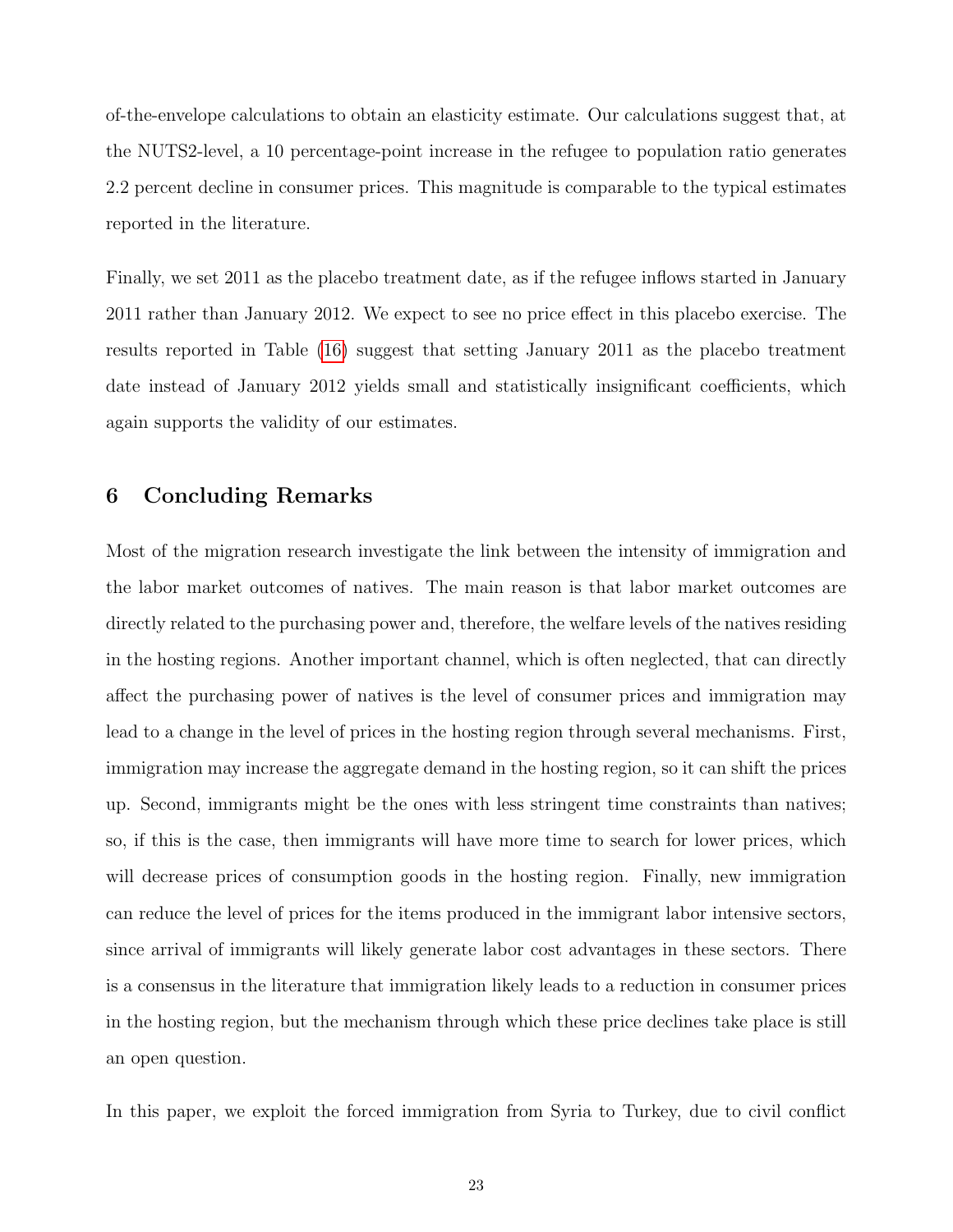of-the-envelope calculations to obtain an elasticity estimate. Our calculations suggest that, at the NUTS2-level, a 10 percentage-point increase in the refugee to population ratio generates 2.2 percent decline in consumer prices. This magnitude is comparable to the typical estimates reported in the literature.

Finally, we set 2011 as the placebo treatment date, as if the refugee inflows started in January 2011 rather than January 2012. We expect to see no price effect in this placebo exercise. The results reported in Table (16) suggest that setting January 2011 as the placebo treatment date instead of January 2012 yields small and statistically insignificant coefficients, which again supports the validity of our estimates.

## 6 Concluding Remarks

Most of the migration research investigate the link between the intensity of immigration and the labor market outcomes of natives. The main reason is that labor market outcomes are directly related to the purchasing power and, therefore, the welfare levels of the natives residing in the hosting regions. Another important channel, which is often neglected, that can directly affect the purchasing power of natives is the level of consumer prices and immigration may lead to a change in the level of prices in the hosting region through several mechanisms. First, immigration may increase the aggregate demand in the hosting region, so it can shift the prices up. Second, immigrants might be the ones with less stringent time constraints than natives; so, if this is the case, then immigrants will have more time to search for lower prices, which will decrease prices of consumption goods in the hosting region. Finally, new immigration can reduce the level of prices for the items produced in the immigrant labor intensive sectors, since arrival of immigrants will likely generate labor cost advantages in these sectors. There is a consensus in the literature that immigration likely leads to a reduction in consumer prices in the hosting region, but the mechanism through which these price declines take place is still an open question.

In this paper, we exploit the forced immigration from Syria to Turkey, due to civil conflict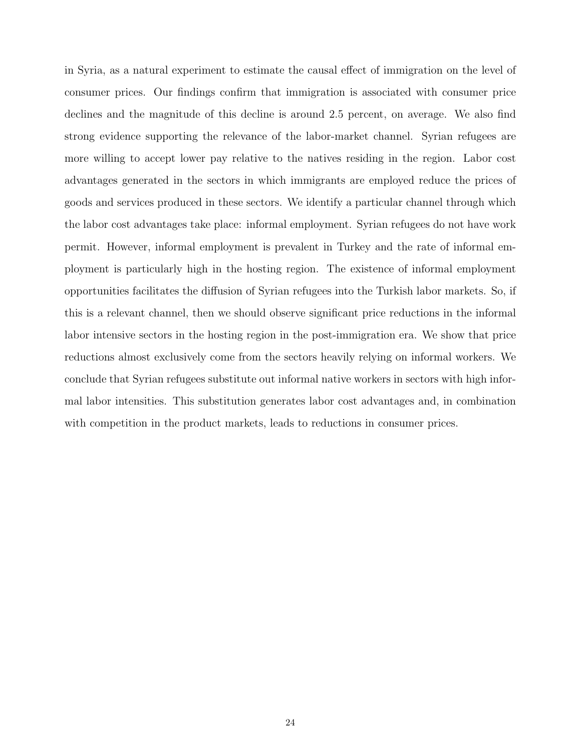in Syria, as a natural experiment to estimate the causal effect of immigration on the level of consumer prices. Our findings confirm that immigration is associated with consumer price declines and the magnitude of this decline is around 2.5 percent, on average. We also find strong evidence supporting the relevance of the labor-market channel. Syrian refugees are more willing to accept lower pay relative to the natives residing in the region. Labor cost advantages generated in the sectors in which immigrants are employed reduce the prices of goods and services produced in these sectors. We identify a particular channel through which the labor cost advantages take place: informal employment. Syrian refugees do not have work permit. However, informal employment is prevalent in Turkey and the rate of informal employment is particularly high in the hosting region. The existence of informal employment opportunities facilitates the diffusion of Syrian refugees into the Turkish labor markets. So, if this is a relevant channel, then we should observe significant price reductions in the informal labor intensive sectors in the hosting region in the post-immigration era. We show that price reductions almost exclusively come from the sectors heavily relying on informal workers. We conclude that Syrian refugees substitute out informal native workers in sectors with high informal labor intensities. This substitution generates labor cost advantages and, in combination with competition in the product markets, leads to reductions in consumer prices.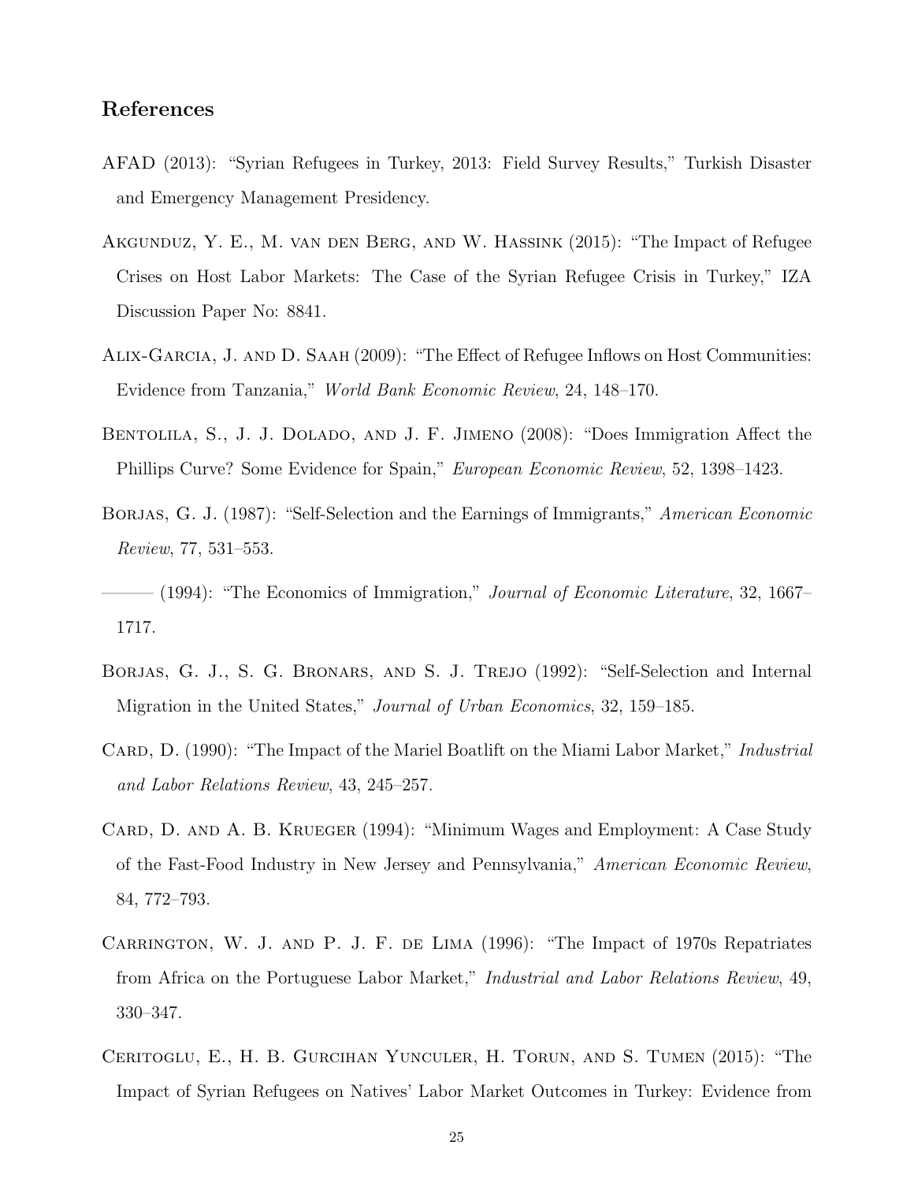## References

AFAD (2013): "Syrian Refugees in Turkey, 2013: Field Survey Results," Turkish Disaster and Emergency Management Presidency.

Akgunduz, Y. E., M. van den Berg, and W. Hassink (2015): "The Impact of Refugee Crises on Host Labor Markets: The Case of the Syrian Refugee Crisis in Turkey," IZA Discussion Paper No: 8841.

Alix-Garcia, J. and D. Saah (2009): "The Effect of Refugee Inflows on Host Communities: Evidence from Tanzania," *World Bank Economic Review*, 24, 148–170.

Bentolila, S., J. J. Dolado, and J. F. Jimeno (2008): "Does Immigration Affect the Phillips Curve? Some Evidence for Spain," *European Economic Review*, 52, 1398–1423.

Borjas, G. J. (1987): "Self-Selection and the Earnings of Immigrants," *American Economic Review*, 77, 531–553.

——— (1994): "The Economics of Immigration," *Journal of Economic Literature*, 32, 1667–1717.

Borjas, G. J., S. G. Bronars, and S. J. Trejo (1992): "Self-Selection and Internal Migration in the United States," *Journal of Urban Economics*, 32, 159–185.

Card, D. (1990): "The Impact of the Mariel Boatlift on the Miami Labor Market," *Industrial and Labor Relations Review*, 43, 245–257.

Card, D. and A. B. Krueger (1994): "Minimum Wages and Employment: A Case Study of the Fast-Food Industry in New Jersey and Pennsylvania," *American Economic Review*, 84, 772–793.

Carrington, W. J. and P. J. F. de Lima (1996): "The Impact of 1970s Repatriates from Africa on the Portuguese Labor Market," *Industrial and Labor Relations Review*, 49, 330–347.

Ceritoglu, E., H. B. Gurcihan Yunculer, H. Torun, and S. Tumen (2015): "The Impact of Syrian Refugees on Natives' Labor Market Outcomes in Turkey: Evidence from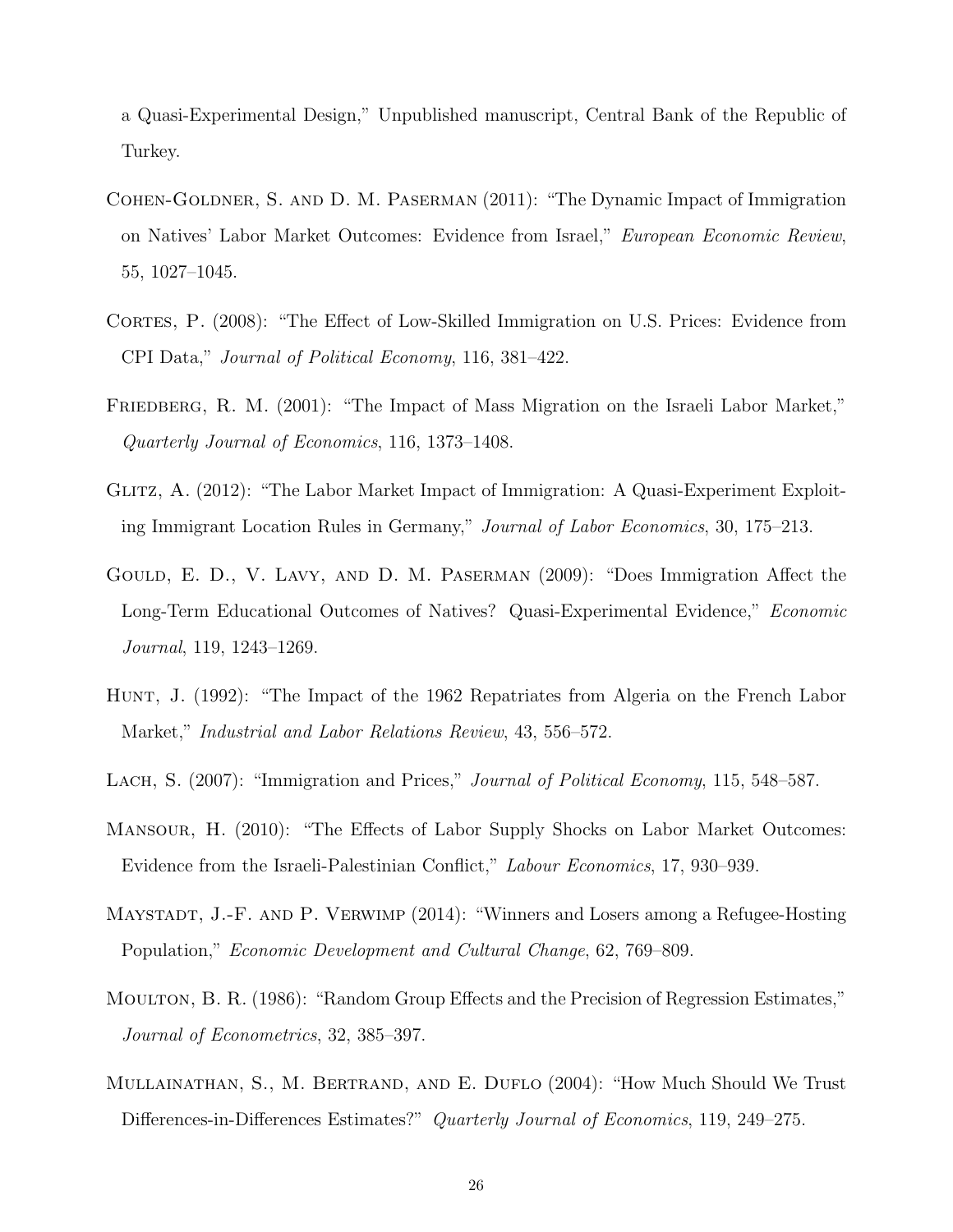a Quasi-Experimental Design," Unpublished manuscript, Central Bank of the Republic of Turkey.

Cohen-Goldner, S. and D. M. Paserman (2011): "The Dynamic Impact of Immigration on Natives' Labor Market Outcomes: Evidence from Israel," *European Economic Review*, 55, 1027–1045.

Cortes, P. (2008): "The Effect of Low-Skilled Immigration on U.S. Prices: Evidence from CPI Data," *Journal of Political Economy*, 116, 381–422.

Friedberg, R. M. (2001): "The Impact of Mass Migration on the Israeli Labor Market," *Quarterly Journal of Economics*, 116, 1373–1408.

Glitz, A. (2012): "The Labor Market Impact of Immigration: A Quasi-Experiment Exploiting Immigrant Location Rules in Germany," *Journal of Labor Economics*, 30, 175–213.

Gould, E. D., V. Lavy, and D. M. Paserman (2009): "Does Immigration Affect the Long-Term Educational Outcomes of Natives? Quasi-Experimental Evidence," *Economic Journal*, 119, 1243–1269.

Hunt, J. (1992): "The Impact of the 1962 Repatriates from Algeria on the French Labor Market," *Industrial and Labor Relations Review*, 43, 556–572.

Lach, S. (2007): "Immigration and Prices," *Journal of Political Economy*, 115, 548–587.

Mansour, H. (2010): "The Effects of Labor Supply Shocks on Labor Market Outcomes: Evidence from the Israeli-Palestinian Conflict," *Labour Economics*, 17, 930–939.

Maystadt, J.-F. and P. Verwimp (2014): "Winners and Losers among a Refugee-Hosting Population," *Economic Development and Cultural Change*, 62, 769–809.

Moulton, B. R. (1986): "Random Group Effects and the Precision of Regression Estimates," *Journal of Econometrics*, 32, 385–397.

Mullainathan, S., M. Bertrand, and E. Duflo (2004): "How Much Should We Trust Differences-in-Differences Estimates?" *Quarterly Journal of Economics*, 119, 249–275.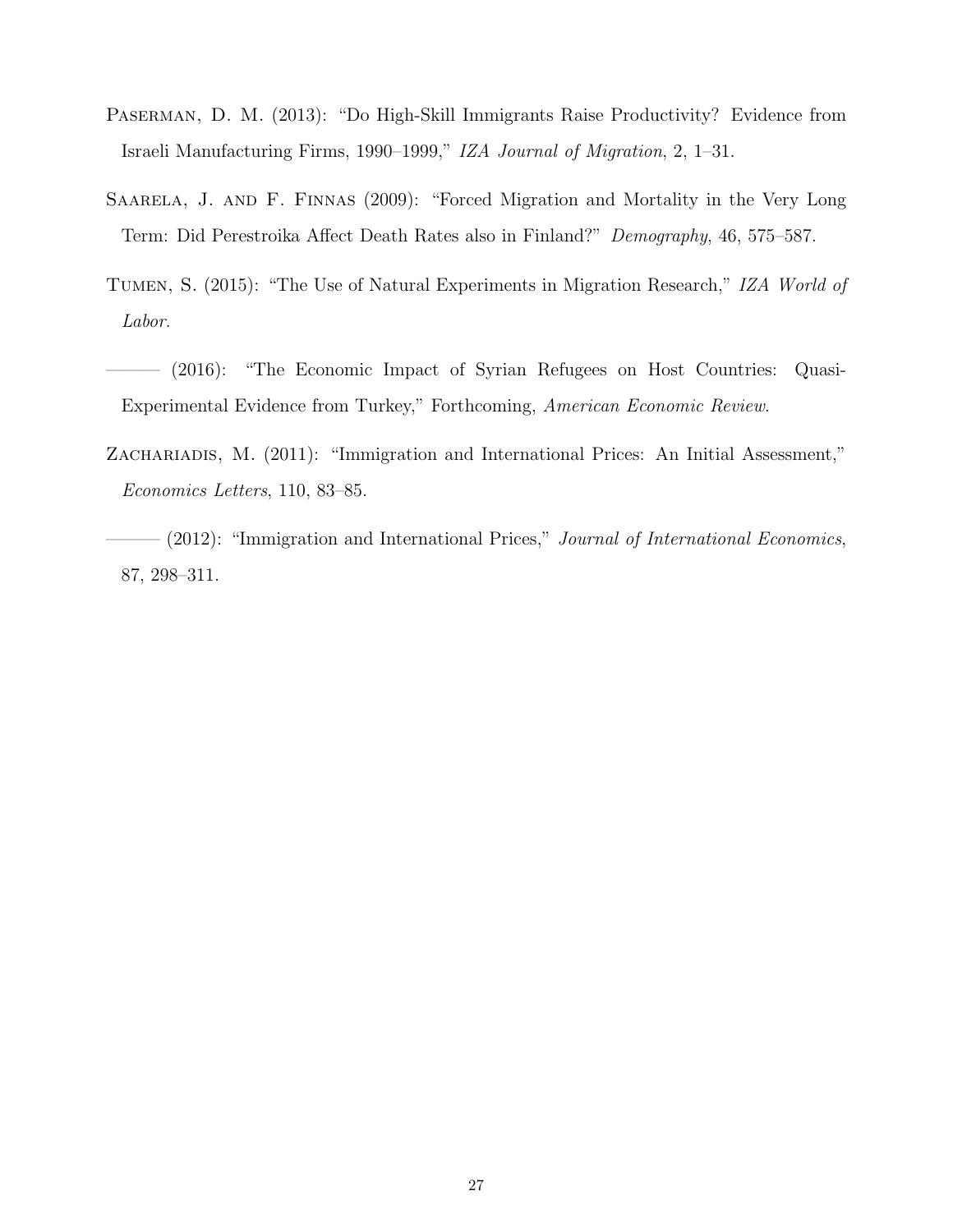Paserman, D. M. (2013): "Do High-Skill Immigrants Raise Productivity? Evidence from Israeli Manufacturing Firms, 1990–1999," *IZA Journal of Migration*, 2, 1–31.

Saarela, J. and F. Finnas (2009): "Forced Migration and Mortality in the Very Long Term: Did Perestroika Affect Death Rates also in Finland?" *Demography*, 46, 575–587.

Tumen, S. (2015): "The Use of Natural Experiments in Migration Research," *IZA World of Labor*.

——— (2016): "The Economic Impact of Syrian Refugees on Host Countries: Quasi-Experimental Evidence from Turkey," Forthcoming, *American Economic Review*.

Zachariadis, M. (2011): "Immigration and International Prices: An Initial Assessment," *Economics Letters*, 110, 83–85.

——— (2012): "Immigration and International Prices," *Journal of International Economics*, 87, 298–311.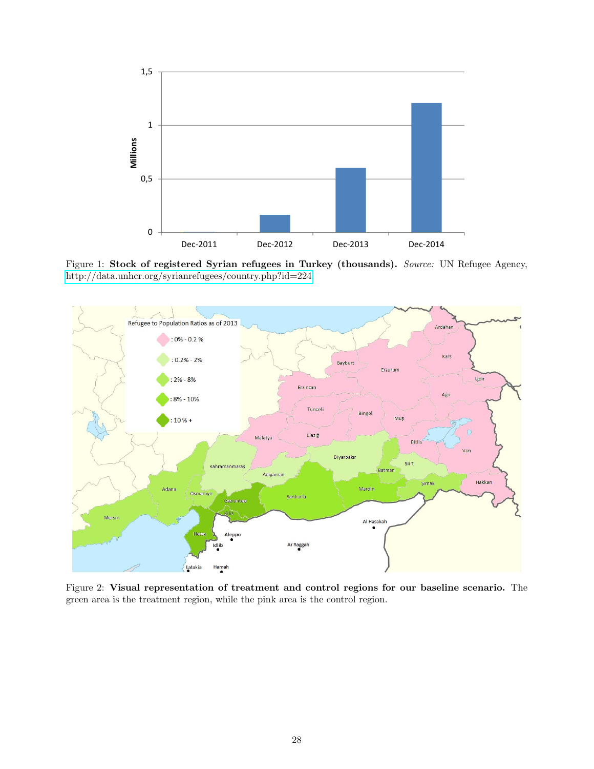Figure 1: **Stock of registered Syrian refugees in Turkey (thousands).** *Source:* UN Refugee Agency, http://data.unhcr.org/syrianrefugees/country.php?id=224

Figure 2: **Visual representation of treatment and control regions for our baseline scenario.** The green area is the treatment region, while the pink area is the control region.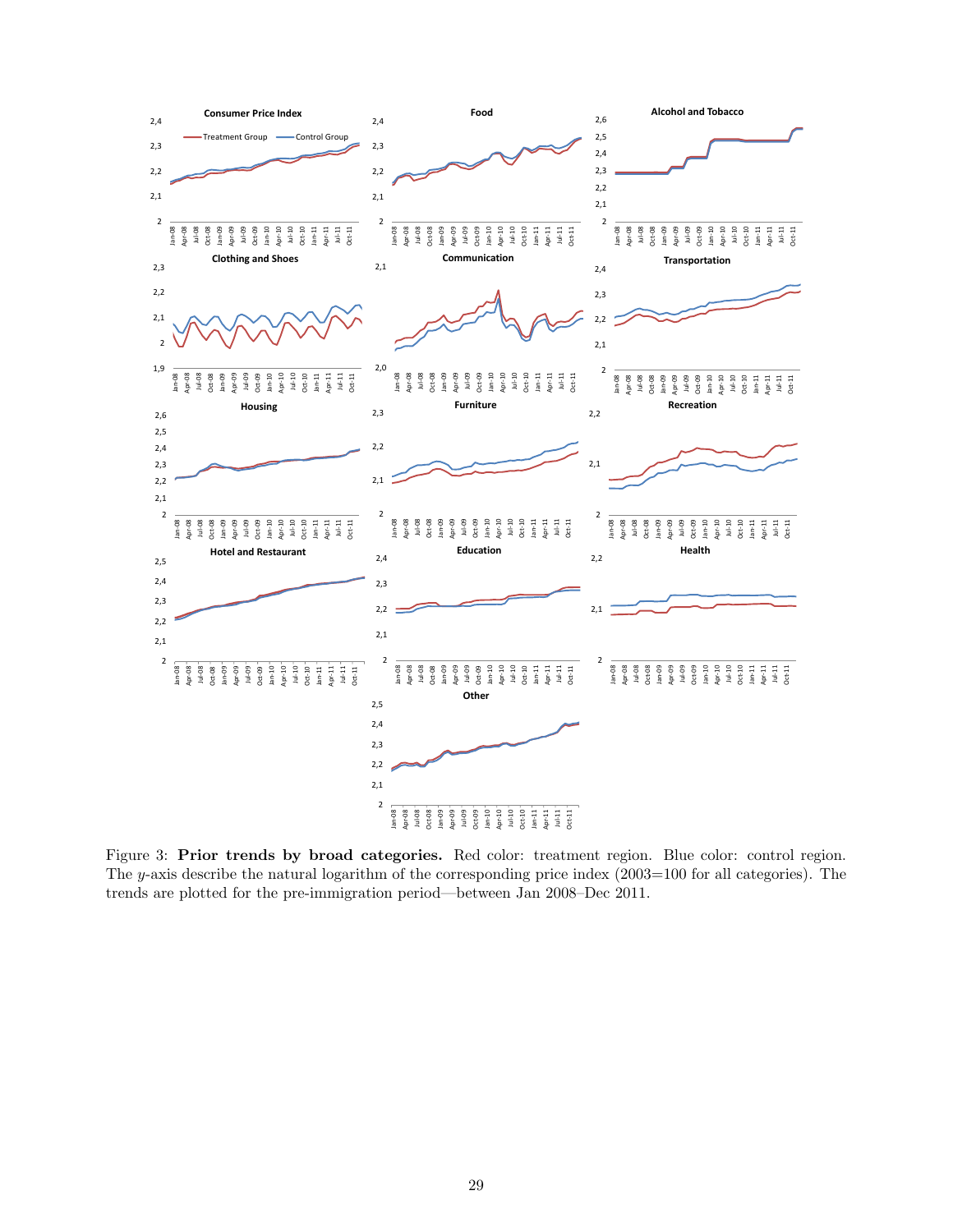Figure 3: **Prior trends by broad categories.** Red color: treatment region. Blue color: control region. The $y$-axis describe the natural logarithm of the corresponding price index (2003=100 for all categories). The trends are plotted for the pre-immigration period—between Jan 2008–Dec 2011.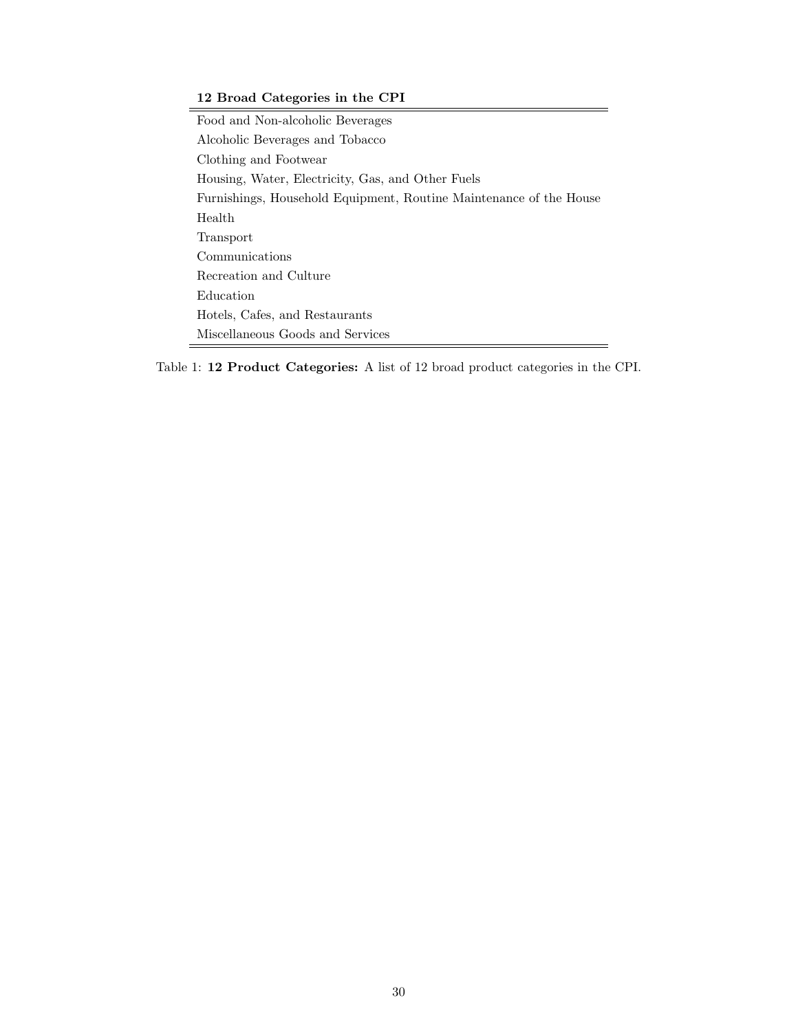| **12 Broad Categories in the CPI** |
| --- |
| Food and Non-alcoholic Beverages |
| Alcoholic Beverages and Tobacco |
| Clothing and Footwear |
| Housing, Water, Electricity, Gas, and Other Fuels |
| Furnishings, Household Equipment, Routine Maintenance of the House |
| Health |
| Transport |
| Communications |
| Recreation and Culture |
| Education |
| Hotels, Cafes, and Restaurants |
| Miscellaneous Goods and Services |

Table 1: **12 Product Categories:** A list of 12 broad product categories in the CPI.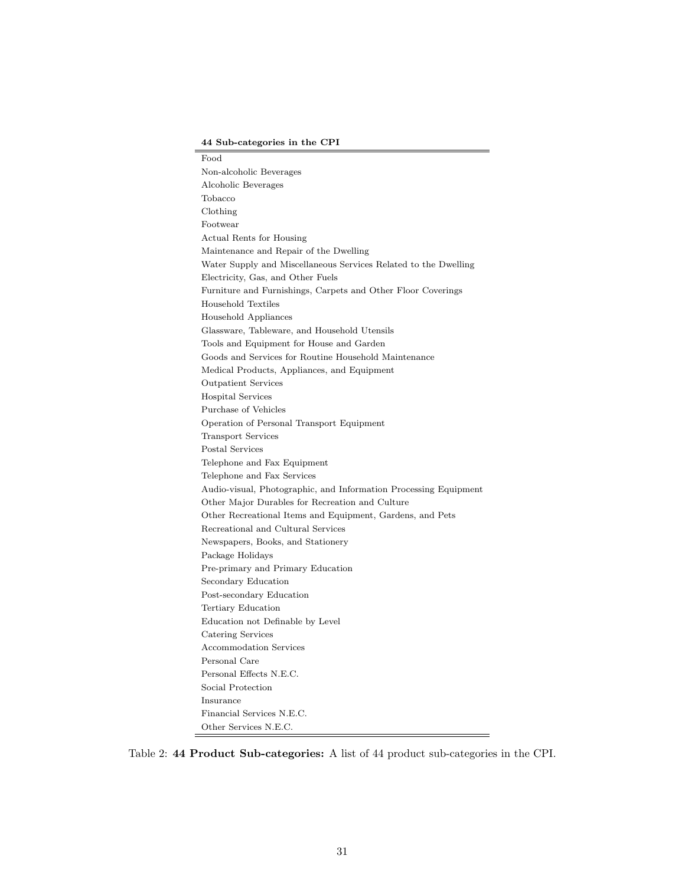| **44 Sub-categories in the CPI** |
|---|
| Food |
| Non-alcoholic Beverages |
| Alcoholic Beverages |
| Tobacco |
| Clothing |
| Footwear |
| Actual Rents for Housing |
| Maintenance and Repair of the Dwelling |
| Water Supply and Miscellaneous Services Related to the Dwelling |
| Electricity, Gas, and Other Fuels |
| Furniture and Furnishings, Carpets and Other Floor Coverings |
| Household Textiles |
| Household Appliances |
| Glassware, Tableware, and Household Utensils |
| Tools and Equipment for House and Garden |
| Goods and Services for Routine Household Maintenance |
| Medical Products, Appliances, and Equipment |
| Outpatient Services |
| Hospital Services |
| Purchase of Vehicles |
| Operation of Personal Transport Equipment |
| Transport Services |
| Postal Services |
| Telephone and Fax Equipment |
| Telephone and Fax Services |
| Audio-visual, Photographic, and Information Processing Equipment |
| Other Major Durables for Recreation and Culture |
| Other Recreational Items and Equipment, Gardens, and Pets |
| Recreational and Cultural Services |
| Newspapers, Books, and Stationery |
| Package Holidays |
| Pre-primary and Primary Education |
| Secondary Education |
| Post-secondary Education |
| Tertiary Education |
| Education not Definable by Level |
| Catering Services |
| Accommodation Services |
| Personal Care |
| Personal Effects N.E.C. |
| Social Protection |
| Insurance |
| Financial Services N.E.C. |
| Other Services N.E.C. |

Table 2: **44 Product Sub-categories:** A list of 44 product sub-categories in the CPI.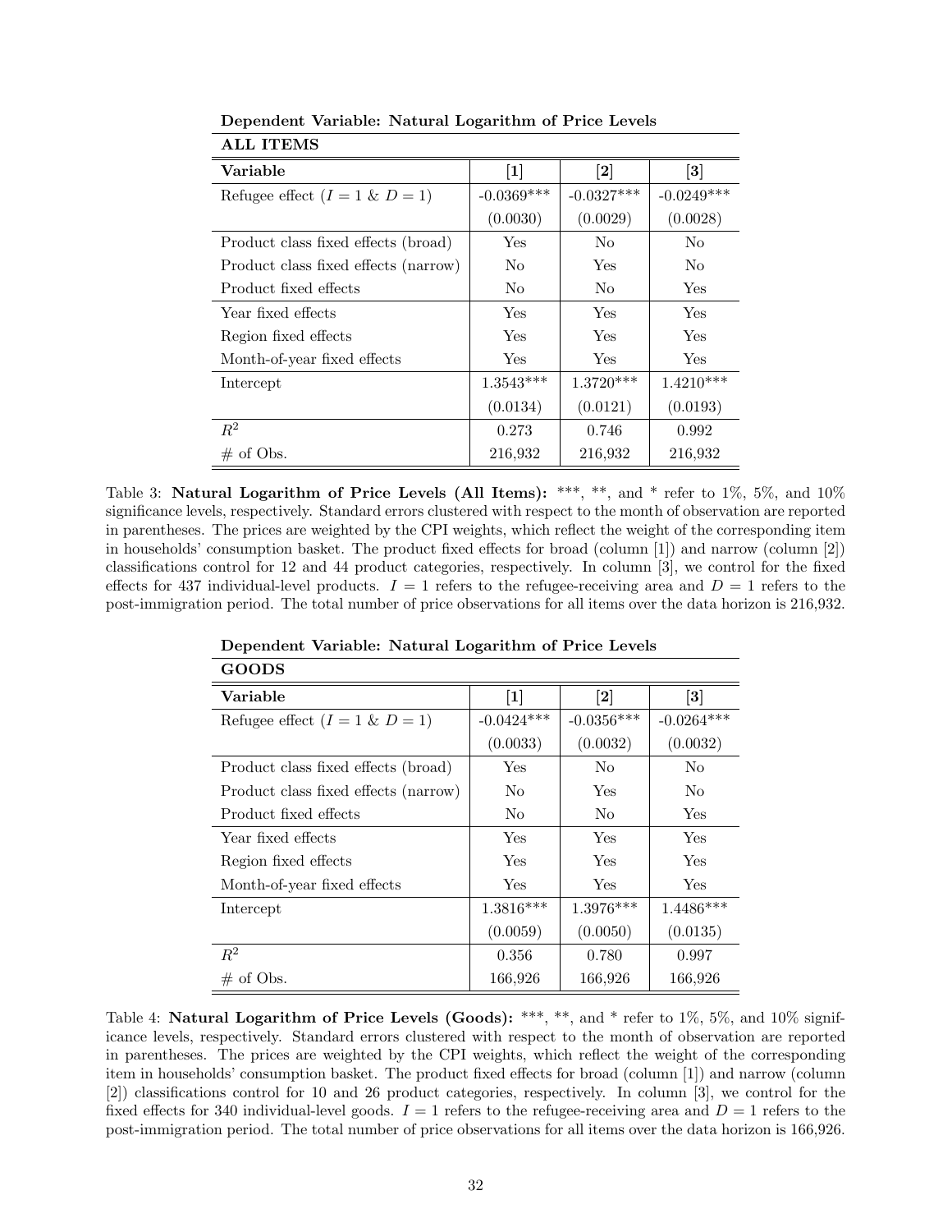**Dependent Variable: Natural Logarithm of Price Levels**

| **ALL ITEMS** | | | |
|---|---|---|---|
| **Variable** | **[1]** | **[2]** | **[3]** |
| Refugee effect ($I = 1$ & $D = 1$) | -0.0369*** | -0.0327*** | -0.0249*** |
| | (0.0030) | (0.0029) | (0.0028) |
| Product class fixed effects (broad) | Yes | No | No |
| Product class fixed effects (narrow) | No | Yes | No |
| Product fixed effects | No | No | Yes |
| Year fixed effects | Yes | Yes | Yes |
| Region fixed effects | Yes | Yes | Yes |
| Month-of-year fixed effects | Yes | Yes | Yes |
| Intercept | 1.3543*** | 1.3720*** | 1.4210*** |
| | (0.0134) | (0.0121) | (0.0193) |
| $R^2$ | 0.273 | 0.746 | 0.992 |
| # of Obs. | 216,932 | 216,932 | 216,932 |

Table 3: **Natural Logarithm of Price Levels (All Items):** ***, **, and * refer to 1%, 5%, and 10% significance levels, respectively. Standard errors clustered with respect to the month of observation are reported in parentheses. The prices are weighted by the CPI weights, which reflect the weight of the corresponding item in households' consumption basket. The product fixed effects for broad (column [1]) and narrow (column [2]) classifications control for 12 and 44 product categories, respectively. In column [3], we control for the fixed effects for 437 individual-level products. $I = 1$ refers to the refugee-receiving area and $D = 1$ refers to the post-immigration period. The total number of price observations for all items over the data horizon is 216,932.

**Dependent Variable: Natural Logarithm of Price Levels**

| **GOODS** | | | |
|---|---|---|---|
| **Variable** | **[1]** | **[2]** | **[3]** |
| Refugee effect ($I = 1$ & $D = 1$) | -0.0424*** | -0.0356*** | -0.0264*** |
| | (0.0033) | (0.0032) | (0.0032) |
| Product class fixed effects (broad) | Yes | No | No |
| Product class fixed effects (narrow) | No | Yes | No |
| Product fixed effects | No | No | Yes |
| Year fixed effects | Yes | Yes | Yes |
| Region fixed effects | Yes | Yes | Yes |
| Month-of-year fixed effects | Yes | Yes | Yes |
| Intercept | 1.3816*** | 1.3976*** | 1.4486*** |
| | (0.0059) | (0.0050) | (0.0135) |
| $R^2$ | 0.356 | 0.780 | 0.997 |
| # of Obs. | 166,926 | 166,926 | 166,926 |

Table 4: **Natural Logarithm of Price Levels (Goods):** ***, **, and * refer to 1%, 5%, and 10% significicance levels, respectively. Standard errors clustered with respect to the month of observation are reported in parentheses. The prices are weighted by the CPI weights, which reflect the weight of the corresponding item in households' consumption basket. The product fixed effects for broad (column [1]) and narrow (column [2]) classifications control for 10 and 26 product categories, respectively. In column [3], we control for the fixed effects for 340 individual-level goods. $I = 1$ refers to the refugee-receiving area and $D = 1$ refers to the post-immigration period. The total number of price observations for all items over the data horizon is 166,926.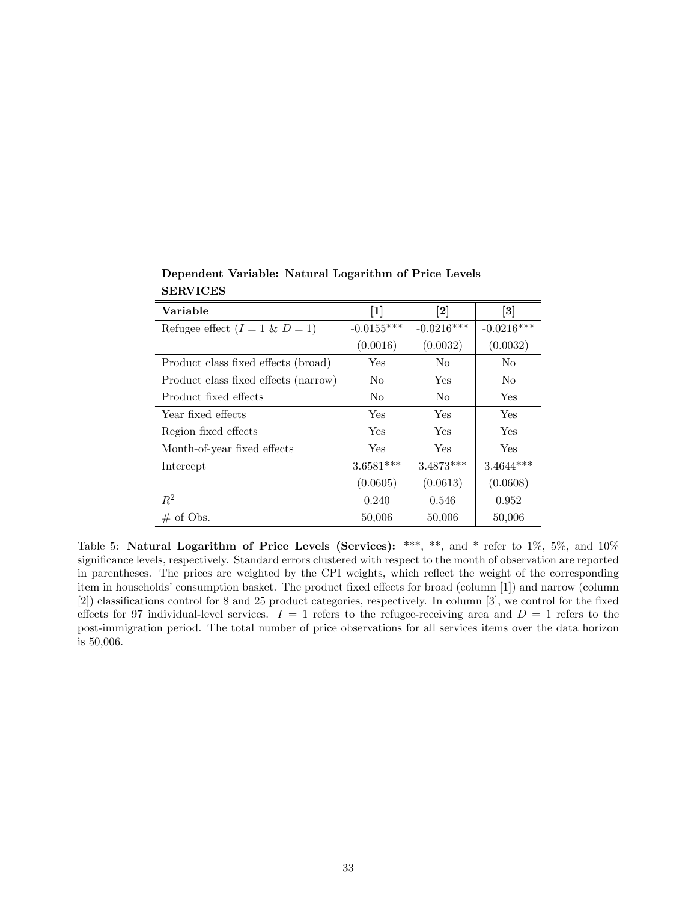**Dependent Variable: Natural Logarithm of Price Levels**

**SERVICES**

| **Variable** | **[1]** | **[2]** | **[3]** |
|---|---|---|---|
| Refugee effect ($I = 1$ & $D = 1$) | -0.0155*** | -0.0216*** | -0.0216*** |
| | (0.0016) | (0.0032) | (0.0032) |
| Product class fixed effects (broad) | Yes | No | No |
| Product class fixed effects (narrow) | No | Yes | No |
| Product fixed effects | No | No | Yes |
| Year fixed effects | Yes | Yes | Yes |
| Region fixed effects | Yes | Yes | Yes |
| Month-of-year fixed effects | Yes | Yes | Yes |
| Intercept | 3.6581*** | 3.4873*** | 3.4644*** |
| | (0.0605) | (0.0613) | (0.0608) |
| $R^2$ | 0.240 | 0.546 | 0.952 |
| # of Obs. | 50,006 | 50,006 | 50,006 |

Table 5: **Natural Logarithm of Price Levels (Services):** ***, **, and * refer to 1%, 5%, and 10% significance levels, respectively. Standard errors clustered with respect to the month of observation are reported in parentheses. The prices are weighted by the CPI weights, which reflect the weight of the corresponding item in households' consumption basket. The product fixed effects for broad (column [1]) and narrow (column [2]) classifications control for 8 and 25 product categories, respectively. In column [3], we control for the fixed effects for 97 individual-level services. $I = 1$ refers to the refugee-receiving area and $D = 1$ refers to the post-immigration period. The total number of price observations for all services items over the data horizon is 50,006.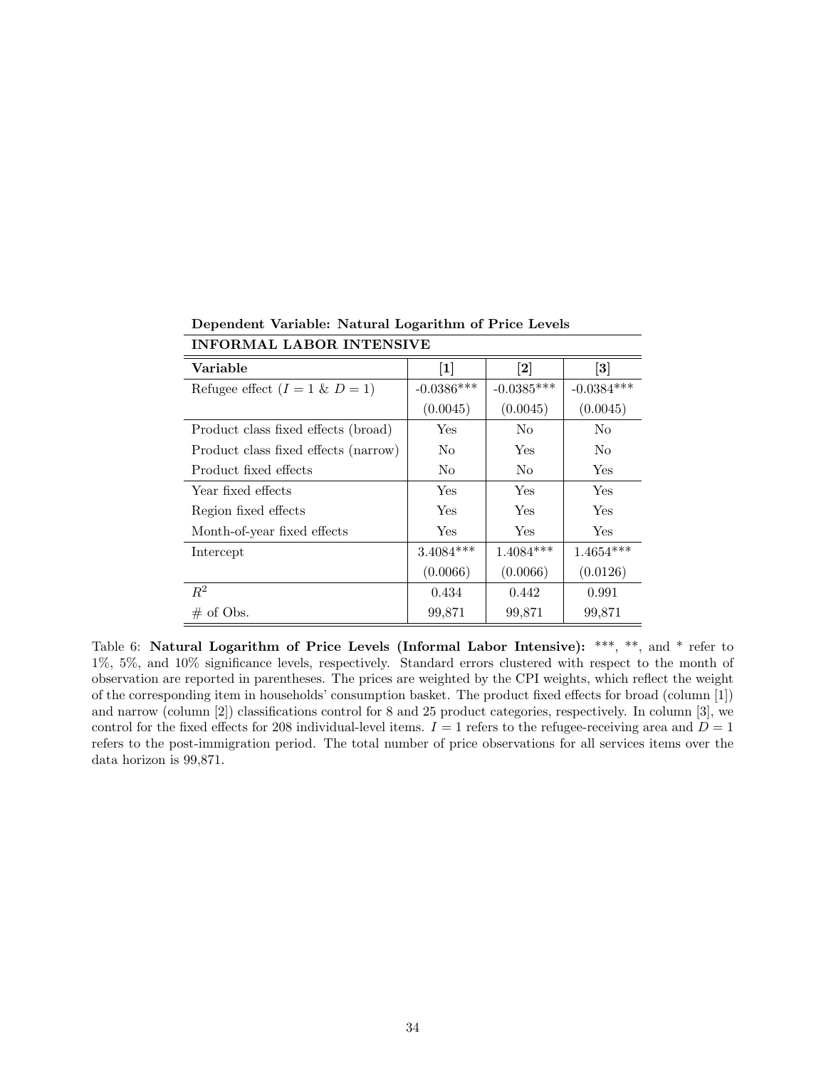**Dependent Variable: Natural Logarithm of Price Levels**

**INFORMAL LABOR INTENSIVE**

| **Variable** | **[1]** | **[2]** | **[3]** |
|---|---|---|---|
| Refugee effect ($I = 1$ & $D = 1$) | -0.0386*** | -0.0385*** | -0.0384*** |
| | (0.0045) | (0.0045) | (0.0045) |
| Product class fixed effects (broad) | Yes | No | No |
| Product class fixed effects (narrow) | No | Yes | No |
| Product fixed effects | No | No | Yes |
| Year fixed effects | Yes | Yes | Yes |
| Region fixed effects | Yes | Yes | Yes |
| Month-of-year fixed effects | Yes | Yes | Yes |
| Intercept | 3.4084*** | 1.4084*** | 1.4654*** |
| | (0.0066) | (0.0066) | (0.0126) |
| $R^2$ | 0.434 | 0.442 | 0.991 |
| # of Obs. | 99,871 | 99,871 | 99,871 |

Table 6: **Natural Logarithm of Price Levels (Informal Labor Intensive):** ***, **, and * refer to 1%, 5%, and 10% significance levels, respectively. Standard errors clustered with respect to the month of observation are reported in parentheses. The prices are weighted by the CPI weights, which reflect the weight of the corresponding item in households' consumption basket. The product fixed effects for broad (column [1]) and narrow (column [2]) classifications control for 8 and 25 product categories, respectively. In column [3], we control for the fixed effects for 208 individual-level items. $I = 1$ refers to the refugee-receiving area and $D = 1$ refers to the post-immigration period. The total number of price observations for all services items over the data horizon is 99,871.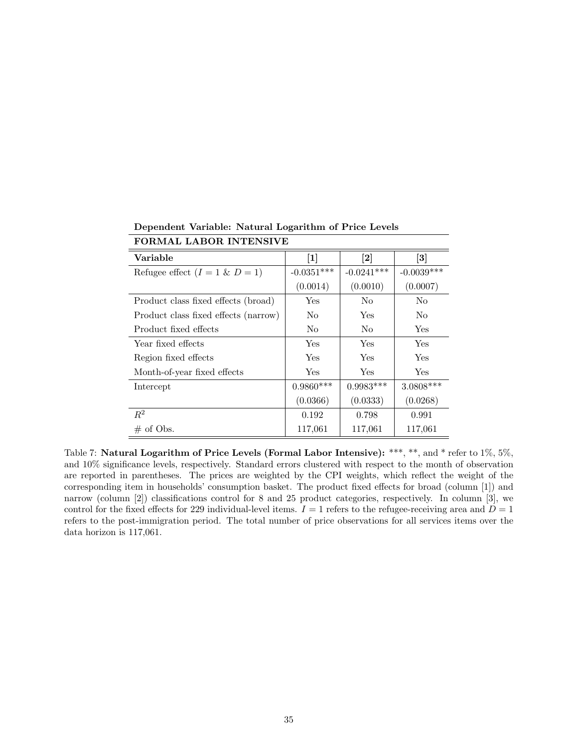**Dependent Variable: Natural Logarithm of Price Levels**

| **FORMAL LABOR INTENSIVE** | | | |
|---|---|---|---|
| **Variable** | **[1]** | **[2]** | **[3]** |
| Refugee effect ($I = 1$ & $D = 1$) | -0.0351*** | -0.0241*** | -0.0039*** |
| | (0.0014) | (0.0010) | (0.0007) |
| Product class fixed effects (broad) | Yes | No | No |
| Product class fixed effects (narrow) | No | Yes | No |
| Product fixed effects | No | No | Yes |
| Year fixed effects | Yes | Yes | Yes |
| Region fixed effects | Yes | Yes | Yes |
| Month-of-year fixed effects | Yes | Yes | Yes |
| Intercept | 0.9860*** | 0.9983*** | 3.0808*** |
| | (0.0366) | (0.0333) | (0.0268) |
| $R^2$ | 0.192 | 0.798 | 0.991 |
| # of Obs. | 117,061 | 117,061 | 117,061 |

Table 7: **Natural Logarithm of Price Levels (Formal Labor Intensive):** ***, **, and * refer to 1%, 5%, and 10% significance levels, respectively. Standard errors clustered with respect to the month of observation are reported in parentheses. The prices are weighted by the CPI weights, which reflect the weight of the corresponding item in households' consumption basket. The product fixed effects for broad (column [1]) and narrow (column [2]) classifications control for 8 and 25 product categories, respectively. In column [3], we control for the fixed effects for 229 individual-level items. $I = 1$ refers to the refugee-receiving area and $D = 1$ refers to the post-immigration period. The total number of price observations for all services items over the data horizon is 117,061.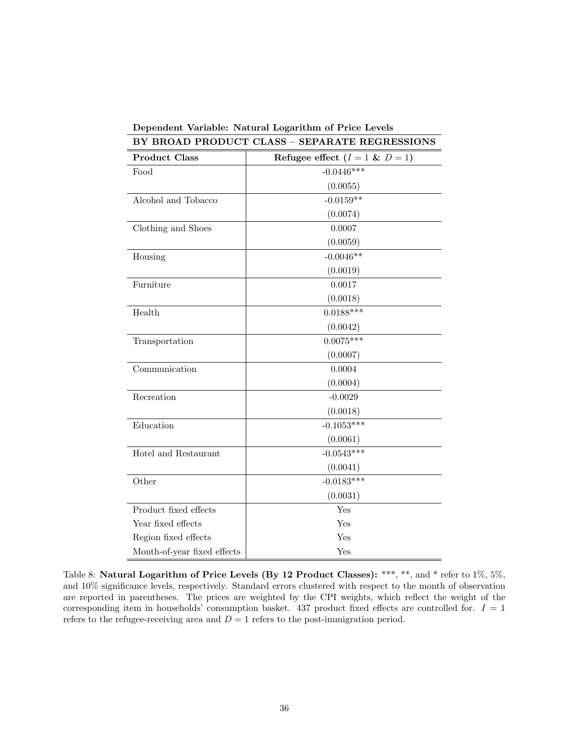**Dependent Variable: Natural Logarithm of Price Levels**

| **BY BROAD PRODUCT CLASS – SEPARATE REGRESSIONS** | |
|---|---|
| **Product Class** | **Refugee effect ($I = 1$ & $D = 1$)** |
| Food | -0.0446*** |
| | (0.0055) |
| Alcohol and Tobacco | -0.0159** |
| | (0.0074) |
| Clothing and Shoes | 0.0007 |
| | (0.0059) |
| Housing | -0.0046** |
| | (0.0019) |
| Furniture | 0.0017 |
| | (0.0018) |
| Health | 0.0188*** |
| | (0.0042) |
| Transportation | 0.0075*** |
| | (0.0007) |
| Communication | 0.0004 |
| | (0.0004) |
| Recreation | -0.0029 |
| | (0.0018) |
| Education | -0.1053*** |
| | (0.0061) |
| Hotel and Restaurant | -0.0543*** |
| | (0.0041) |
| Other | -0.0183*** |
| | (0.0031) |
| Product fixed effects | Yes |
| Year fixed effects | Yes |
| Region fixed effects | Yes |
| Month-of-year fixed effects | Yes |

Table 8: **Natural Logarithm of Price Levels (By 12 Product Classes):** ***, **, and * refer to 1%, 5%, and 10% significance levels, respectively. Standard errors clustered with respect to the month of observation are reported in parentheses. The prices are weighted by the CPI weights, which reflect the weight of the corresponding item in households' consumption basket. 437 product fixed effects are controlled for. $I = 1$ refers to the refugee-receiving area and $D = 1$ refers to the post-immigration period.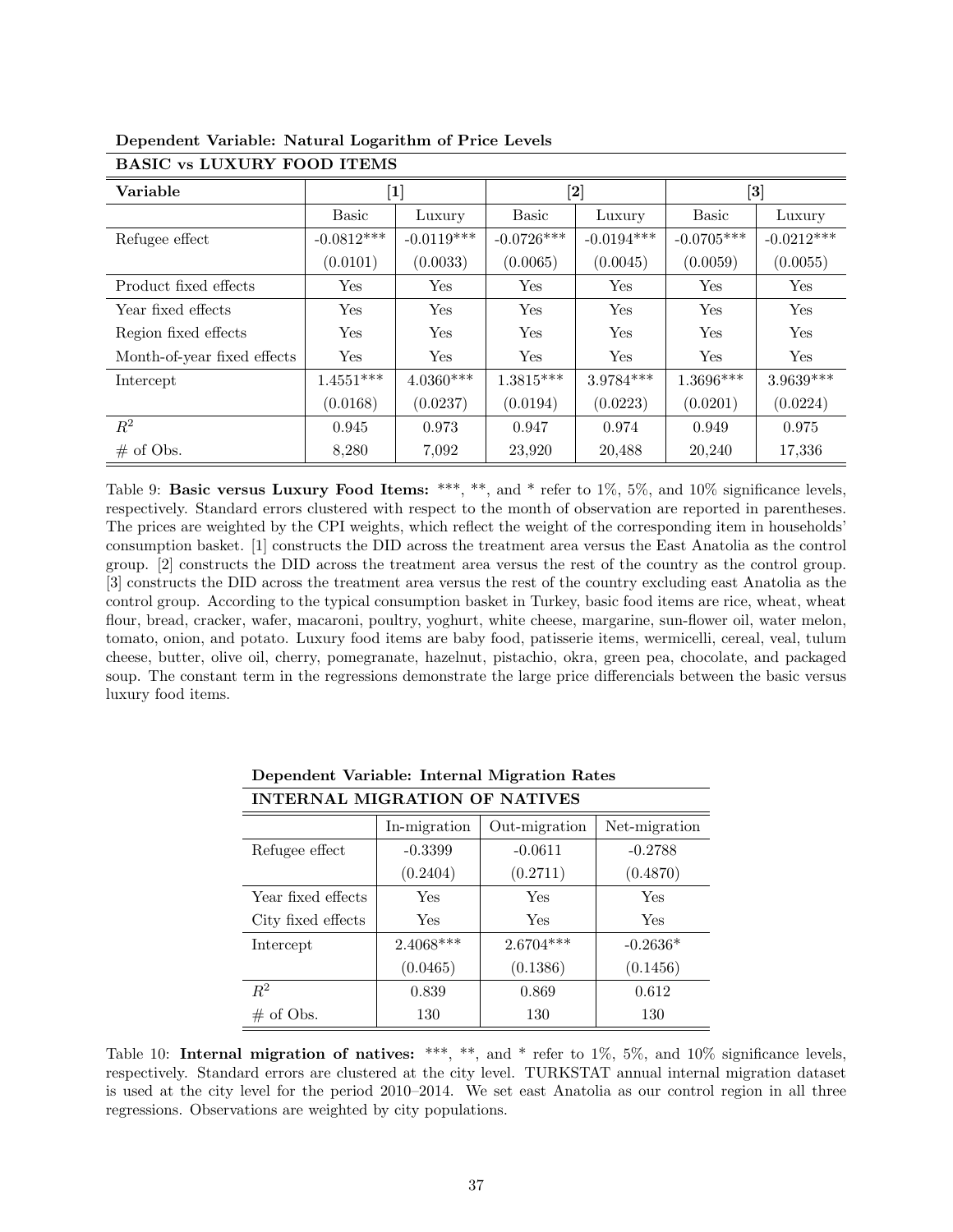**Dependent Variable: Natural Logarithm of Price Levels**

| **BASIC vs LUXURY FOOD ITEMS** | | | | | | |
|---|---|---|---|---|---|---|
| **Variable** | **[1]** | | **[2]** | | **[3]** | |
| | Basic | Luxury | Basic | Luxury | Basic | Luxury |
| Refugee effect | -0.0812*** | -0.0119*** | -0.0726*** | -0.0194*** | -0.0705*** | -0.0212*** |
| | (0.0101) | (0.0033) | (0.0065) | (0.0045) | (0.0059) | (0.0055) |
| Product fixed effects | Yes | Yes | Yes | Yes | Yes | Yes |
| Year fixed effects | Yes | Yes | Yes | Yes | Yes | Yes |
| Region fixed effects | Yes | Yes | Yes | Yes | Yes | Yes |
| Month-of-year fixed effects | Yes | Yes | Yes | Yes | Yes | Yes |
| Intercept | 1.4551*** | 4.0360*** | 1.3815*** | 3.9784*** | 1.3696*** | 3.9639*** |
| | (0.0168) | (0.0237) | (0.0194) | (0.0223) | (0.0201) | (0.0224) |
| $R^2$ | 0.945 | 0.973 | 0.947 | 0.974 | 0.949 | 0.975 |
| # of Obs. | 8,280 | 7,092 | 23,920 | 20,488 | 20,240 | 17,336 |

Table 9: **Basic versus Luxury Food Items:** ***, **, and * refer to 1%, 5%, and 10% significance levels, respectively. Standard errors clustered with respect to the month of observation are reported in parentheses. The prices are weighted by the CPI weights, which reflect the weight of the corresponding item in households' consumption basket. [1] constructs the DID across the treatment area versus the East Anatolia as the control group. [2] constructs the DID across the treatment area versus the rest of the country as the control group. [3] constructs the DID across the treatment area versus the rest of the country excluding east Anatolia as the control group. According to the typical consumption basket in Turkey, basic food items are rice, wheat, wheat flour, bread, cracker, wafer, macaroni, poultry, yoghurt, white cheese, margarine, sun-flower oil, water melon, tomato, onion, and potato. Luxury food items are baby food, patisserie items, wermicelli, cereal, veal, tulum cheese, butter, olive oil, cherry, pomegranate, hazelnut, pistachio, okra, green pea, chocolate, and packaged soup. The constant term in the regressions demonstrate the large price differencials between the basic versus luxury food items.

**Dependent Variable: Internal Migration Rates**

| **INTERNAL MIGRATION OF NATIVES** | | | |
|---|---|---|---|
| | In-migration | Out-migration | Net-migration |
| Refugee effect | -0.3399 | -0.0611 | -0.2788 |
| | (0.2404) | (0.2711) | (0.4870) |
| Year fixed effects | Yes | Yes | Yes |
| City fixed effects | Yes | Yes | Yes |
| Intercept | 2.4068*** | 2.6704*** | -0.2636* |
| | (0.0465) | (0.1386) | (0.1456) |
| $R^2$ | 0.839 | 0.869 | 0.612 |
| # of Obs. | 130 | 130 | 130 |

Table 10: **Internal migration of natives:** ***, **, and * refer to 1%, 5%, and 10% significance levels, respectively. Standard errors are clustered at the city level. TURKSTAT annual internal migration dataset is used at the city level for the period 2010–2014. We set east Anatolia as our control region in all three regressions. Observations are weighted by city populations.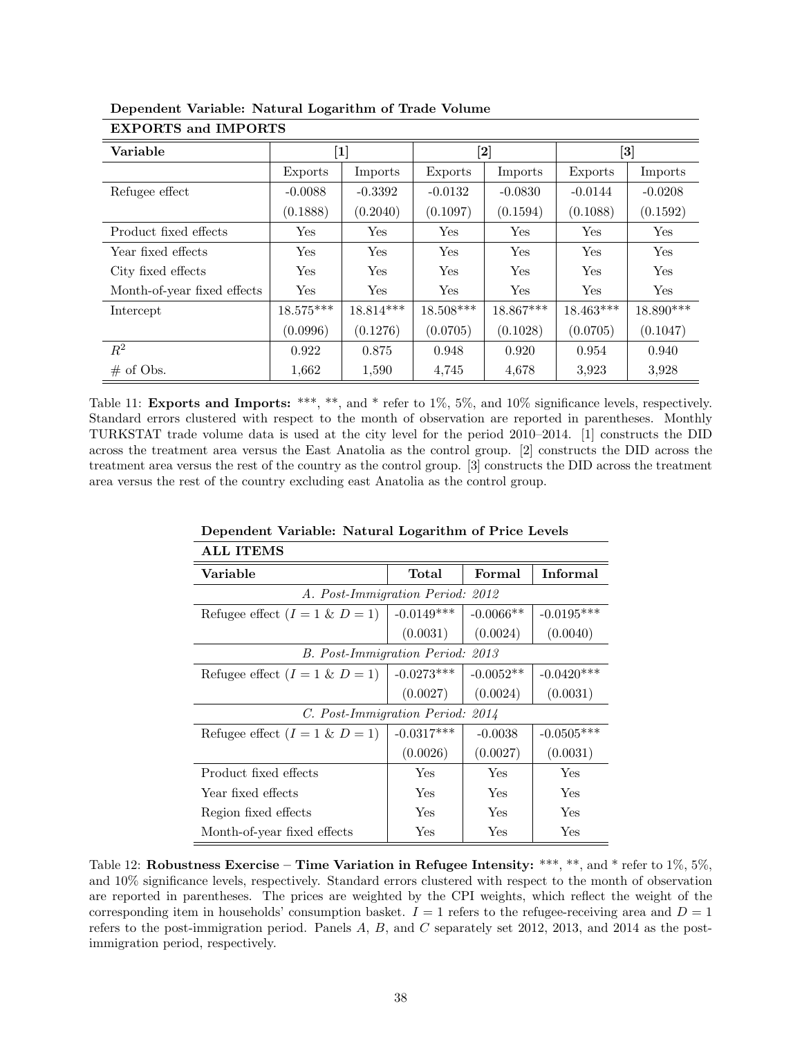**Dependent Variable: Natural Logarithm of Trade Volume**

**EXPORTS and IMPORTS**

| **Variable** | **[1]** | | **[2]** | | **[3]** | |
|---|---|---|---|---|---|---|
| | Exports | Imports | Exports | Imports | Exports | Imports |
| Refugee effect | -0.0088 | -0.3392 | -0.0132 | -0.0830 | -0.0144 | -0.0208 |
| | (0.1888) | (0.2040) | (0.1097) | (0.1594) | (0.1088) | (0.1592) |
| Product fixed effects | Yes | Yes | Yes | Yes | Yes | Yes |
| Year fixed effects | Yes | Yes | Yes | Yes | Yes | Yes |
| City fixed effects | Yes | Yes | Yes | Yes | Yes | Yes |
| Month-of-year fixed effects | Yes | Yes | Yes | Yes | Yes | Yes |
| Intercept | 18.575*** | 18.814*** | 18.508*** | 18.867*** | 18.463*** | 18.890*** |
| | (0.0996) | (0.1276) | (0.0705) | (0.1028) | (0.0705) | (0.1047) |
| $R^2$ | 0.922 | 0.875 | 0.948 | 0.920 | 0.954 | 0.940 |
| # of Obs. | 1,662 | 1,590 | 4,745 | 4,678 | 3,923 | 3,928 |

Table 11: **Exports and Imports:** ***, **, and * refer to 1%, 5%, and 10% significance levels, respectively. Standard errors clustered with respect to the month of observation are reported in parentheses. Monthly TURKSTAT trade volume data is used at the city level for the period 2010–2014. [1] constructs the DID across the treatment area versus the East Anatolia as the control group. [2] constructs the DID across the treatment area versus the rest of the country as the control group. [3] constructs the DID across the treatment area versus the rest of the country excluding east Anatolia as the control group.

**Dependent Variable: Natural Logarithm of Price Levels**

**ALL ITEMS**

| **Variable** | **Total** | **Formal** | **Informal** |
|---|---|---|---|
| *A. Post-Immigration Period: 2012* | | | |
| Refugee effect ($I = 1$ & $D = 1$) | -0.0149*** | -0.0066** | -0.0195*** |
| | (0.0031) | (0.0024) | (0.0040) |
| *B. Post-Immigration Period: 2013* | | | |
| Refugee effect ($I = 1$ & $D = 1$) | -0.0273*** | -0.0052** | -0.0420*** |
| | (0.0027) | (0.0024) | (0.0031) |
| *C. Post-Immigration Period: 2014* | | | |
| Refugee effect ($I = 1$ & $D = 1$) | -0.0317*** | -0.0038 | -0.0505*** |
| | (0.0026) | (0.0027) | (0.0031) |
| Product fixed effects | Yes | Yes | Yes |
| Year fixed effects | Yes | Yes | Yes |
| Region fixed effects | Yes | Yes | Yes |
| Month-of-year fixed effects | Yes | Yes | Yes |

Table 12: **Robustness Exercise – Time Variation in Refugee Intensity:** ***, **, and * refer to 1%, 5%, and 10% significance levels, respectively. Standard errors clustered with respect to the month of observation are reported in parentheses. The prices are weighted by the CPI weights, which reflect the weight of the corresponding item in households' consumption basket. $I = 1$ refers to the refugee-receiving area and $D = 1$ refers to the post-immigration period. Panels $A$, $B$, and $C$ separately set 2012, 2013, and 2014 as the post-immigration period, respectively.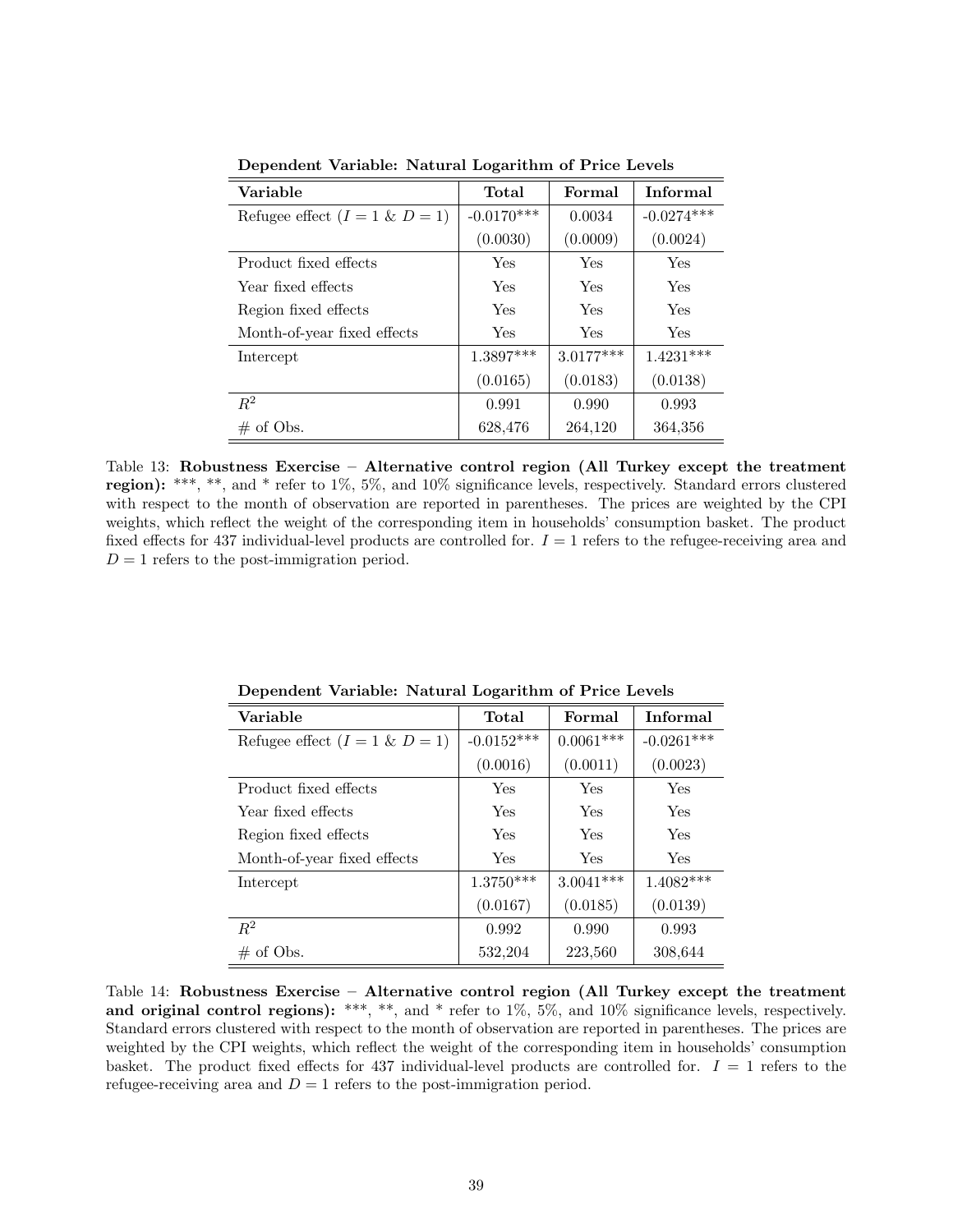**Dependent Variable: Natural Logarithm of Price Levels**

| Variable | Total | Formal | Informal |
|---|---|---|---|
| Refugee effect ($I = 1$ & $D = 1$) | -0.0170*** | 0.0034 | -0.0274*** |
| | (0.0030) | (0.0009) | (0.0024) |
| Product fixed effects | Yes | Yes | Yes |
| Year fixed effects | Yes | Yes | Yes |
| Region fixed effects | Yes | Yes | Yes |
| Month-of-year fixed effects | Yes | Yes | Yes |
| Intercept | 1.3897*** | 3.0177*** | 1.4231*** |
| | (0.0165) | (0.0183) | (0.0138) |
| $R^2$ | 0.991 | 0.990 | 0.993 |
| # of Obs. | 628,476 | 264,120 | 364,356 |

Table 13: **Robustness Exercise – Alternative control region (All Turkey except the treatment region):** ***, **, and * refer to 1%, 5%, and 10% significance levels, respectively. Standard errors clustered with respect to the month of observation are reported in parentheses. The prices are weighted by the CPI weights, which reflect the weight of the corresponding item in households' consumption basket. The product fixed effects for 437 individual-level products are controlled for. $I = 1$ refers to the refugee-receiving area and $D = 1$ refers to the post-immigration period.

**Dependent Variable: Natural Logarithm of Price Levels**

| Variable | Total | Formal | Informal |
|---|---|---|---|
| Refugee effect ($I = 1$ & $D = 1$) | -0.0152*** | 0.0061*** | -0.0261*** |
| | (0.0016) | (0.0011) | (0.0023) |
| Product fixed effects | Yes | Yes | Yes |
| Year fixed effects | Yes | Yes | Yes |
| Region fixed effects | Yes | Yes | Yes |
| Month-of-year fixed effects | Yes | Yes | Yes |
| Intercept | 1.3750*** | 3.0041*** | 1.4082*** |
| | (0.0167) | (0.0185) | (0.0139) |
| $R^2$ | 0.992 | 0.990 | 0.993 |
| # of Obs. | 532,204 | 223,560 | 308,644 |

Table 14: **Robustness Exercise – Alternative control region (All Turkey except the treatment and original control regions):** ***, **, and * refer to 1%, 5%, and 10% significance levels, respectively. Standard errors clustered with respect to the month of observation are reported in parentheses. The prices are weighted by the CPI weights, which reflect the weight of the corresponding item in households' consumption basket. The product fixed effects for 437 individual-level products are controlled for. $I = 1$ refers to the refugee-receiving area and $D = 1$ refers to the post-immigration period.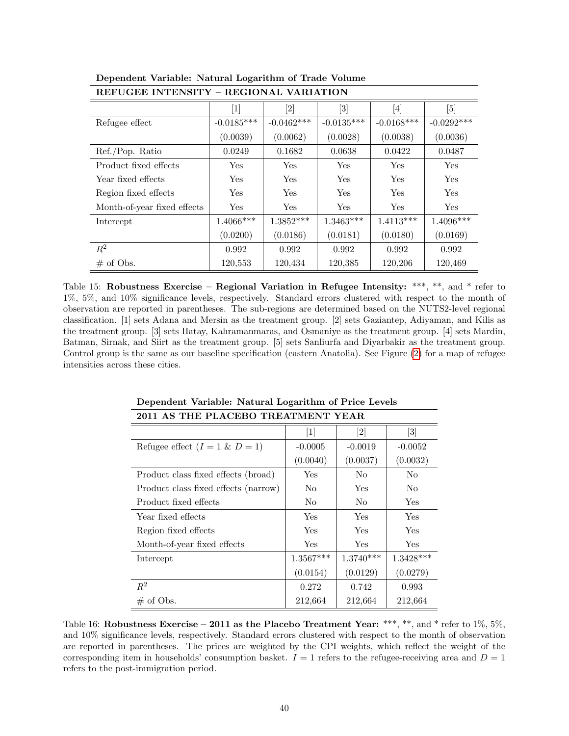**Dependent Variable: Natural Logarithm of Trade Volume**

| REFUGEE INTENSITY – REGIONAL VARIATION | [1] | [2] | [3] | [4] | [5] |
|---|---|---|---|---|---|
| Refugee effect | -0.0185*** | -0.0462*** | -0.0135*** | -0.0168*** | -0.0292*** |
| | (0.0039) | (0.0062) | (0.0028) | (0.0038) | (0.0036) |
| Ref./Pop. Ratio | 0.0249 | 0.1682 | 0.0638 | 0.0422 | 0.0487 |
| Product fixed effects | Yes | Yes | Yes | Yes | Yes |
| Year fixed effects | Yes | Yes | Yes | Yes | Yes |
| Region fixed effects | Yes | Yes | Yes | Yes | Yes |
| Month-of-year fixed effects | Yes | Yes | Yes | Yes | Yes |
| Intercept | 1.4066*** | 1.3852*** | 1.3463*** | 1.4113*** | 1.4096*** |
| | (0.0200) | (0.0186) | (0.0181) | (0.0180) | (0.0169) |
| $R^2$ | 0.992 | 0.992 | 0.992 | 0.992 | 0.992 |
| # of Obs. | 120,553 | 120,434 | 120,385 | 120,206 | 120,469 |

Table 15: **Robustness Exercise – Regional Variation in Refugee Intensity:** ***, **, and * refer to 1%, 5%, and 10% significance levels, respectively. Standard errors clustered with respect to the month of observation are reported in parentheses. The sub-regions are determined based on the NUTS2-level regional classification. [1] sets Adana and Mersin as the treatment group. [2] sets Gaziantep, Adiyaman, and Kilis as the treatment group. [3] sets Hatay, Kahramanmaras, and Osmaniye as the treatment group. [4] sets Mardin, Batman, Sirnak, and Siirt as the treatment group. [5] sets Sanliurfa and Diyarbakir as the treatment group. Control group is the same as our baseline specification (eastern Anatolia). See Figure (2) for a map of refugee intensities across these cities.

**Dependent Variable: Natural Logarithm of Price Levels**

| 2011 AS THE PLACEBO TREATMENT YEAR | [1] | [2] | [3] |
|---|---|---|---|
| Refugee effect ($I = 1$ & $D = 1$) | -0.0005 | -0.0019 | -0.0052 |
| | (0.0040) | (0.0037) | (0.0032) |
| Product class fixed effects (broad) | Yes | No | No |
| Product class fixed effects (narrow) | No | Yes | No |
| Product fixed effects | No | No | Yes |
| Year fixed effects | Yes | Yes | Yes |
| Region fixed effects | Yes | Yes | Yes |
| Month-of-year fixed effects | Yes | Yes | Yes |
| Intercept | 1.3567*** | 1.3740*** | 1.3428*** |
| | (0.0154) | (0.0129) | (0.0279) |
| $R^2$ | 0.272 | 0.742 | 0.993 |
| # of Obs. | 212,664 | 212,664 | 212,664 |

Table 16: **Robustness Exercise – 2011 as the Placebo Treatment Year:** ***, **, and * refer to 1%, 5%, and 10% significance levels, respectively. Standard errors clustered with respect to the month of observation are reported in parentheses. The prices are weighted by the CPI weights, which reflect the weight of the corresponding item in households' consumption basket. $I = 1$ refers to the refugee-receiving area and $D = 1$ refers to the post-immigration period.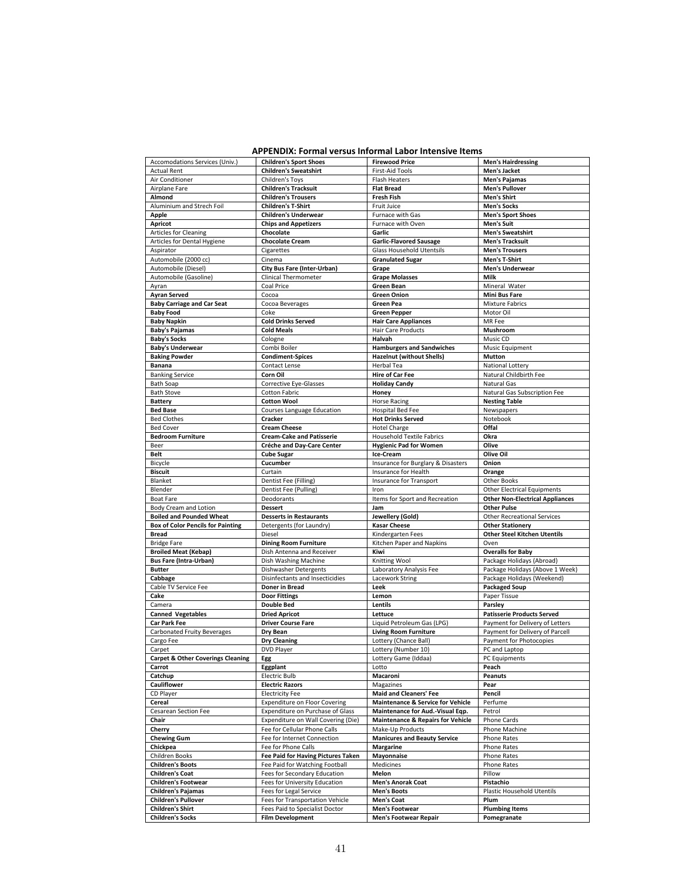**APPENDIX: Formal versus Informal Labor Intensive Items**

| | | | |
|---|---|---|---|
| Accomodations Services (Univ.) | **Children's Sport Shoes** | **Firewood Price** | **Men's Hairdressing** |
| Actual Rent | **Children's Sweatshirt** | First-Aid Tools | **Men's Jacket** |
| Air Conditioner | Children's Toys | Flash Heaters | **Men's Pajamas** |
| Airplane Fare | **Children's Tracksuit** | **Flat Bread** | **Men's Pullover** |
| **Almond** | **Children's Trousers** | **Fresh Fish** | **Men's Shirt** |
| Aluminium and Strech Foil | **Children's T-Shirt** | Fruit Juice | **Men's Socks** |
| **Apple** | **Children's Underwear** | Furnace with Gas | **Men's Sport Shoes** |
| **Apricot** | **Chips and Appetizers** | Furnace with Oven | **Men's Suit** |
| Articles for Cleaning | **Chocolate** | **Garlic** | **Men's Sweatshirt** |
| Articles for Dental Hygiene | **Chocolate Cream** | **Garlic-Flavored Sausage** | **Men's Tracksuit** |
| Aspirator | Cigarettes | Glass Household Utentsils | **Men's Trousers** |
| Automobile (2000 cc) | Cinema | **Granulated Sugar** | **Men's T-Shirt** |
| Automobile (Diesel) | **City Bus Fare (Inter-Urban)** | **Grape** | **Men's Underwear** |
| Automobile (Gasoline) | Clinical Thermometer | **Grape Molasses** | **Milk** |
| Ayran | Coal Price | **Green Bean** | Mineral Water |
| **Ayran Served** | Cocoa | **Green Onion** | **Mini Bus Fare** |
| **Baby Carriage and Car Seat** | Cocoa Beverages | **Green Pea** | Mixture Fabrics |
| **Baby Food** | Coke | **Green Pepper** | Motor Oil |
| **Baby Napkin** | **Cold Drinks Served** | **Hair Care Appliances** | MR Fee |
| **Baby's Pajamas** | **Cold Meals** | Hair Care Products | **Mushroom** |
| **Baby's Socks** | Cologne | **Halvah** | Music CD |
| **Baby's Underwear** | Combi Boiler | **Hamburgers and Sandwiches** | Music Equipment |
| **Baking Powder** | **Condiment-Spices** | **Hazelnut (without Shells)** | **Mutton** |
| **Banana** | Contact Lense | Herbal Tea | National Lottery |
| Banking Service | **Corn Oil** | **Hire of Car Fee** | Natural Childbirth Fee |
| Bath Soap | Corrective Eye-Glasses | **Holiday Candy** | Natural Gas |
| Bath Stove | Cotton Fabric | **Honey** | Natural Gas Subscription Fee |
| **Battery** | **Cotton Wool** | Horse Racing | **Nesting Table** |
| **Bed Base** | Courses Language Education | Hospital Bed Fee | Newspapers |
| Bed Clothes | **Cracker** | **Hot Drinks Served** | Notebook |
| Bed Cover | **Cream Cheese** | Hotel Charge | **Offal** |
| **Bedroom Furniture** | **Cream-Cake and Patisserie** | Household Textile Fabrics | **Okra** |
| Beer | **Créche and Day-Care Center** | **Hygienic Pad for Women** | **Olive** |
| **Belt** | **Cube Sugar** | **Ice-Cream** | **Olive Oil** |
| Bicycle | **Cucumber** | Insurance for Burglary & Disasters | **Onion** |
| **Biscuit** | Curtain | Insurance for Health | **Orange** |
| Blanket | Dentist Fee (Filling) | Insurance for Transport | Other Books |
| Blender | Dentist Fee (Pulling) | Iron | Other Electrical Equipments |
| Boat Fare | Deodorants | Items for Sport and Recreation | **Other Non-Electrical Appliances** |
| Body Cream and Lotion | **Dessert** | **Jam** | **Other Pulse** |
| **Boiled and Pounded Wheat** | **Desserts in Restaurants** | **Jewellery (Gold)** | Other Recreational Services |
| **Box of Color Pencils for Painting** | Detergents (for Laundry) | **Kasar Cheese** | **Other Stationery** |
| **Bread** | Diesel | Kindergarten Fees | **Other Steel Kitchen Utentils** |
| Bridge Fare | **Dining Room Furniture** | Kitchen Paper and Napkins | Oven |
| **Broiled Meat (Kebap)** | Dish Antenna and Receiver | **Kiwi** | **Overalls for Baby** |
| **Bus Fare (Intra-Urban)** | Dish Washing Machine | Knitting Wool | Package Holidays (Abroad) |
| **Butter** | Dishwasher Detergents | Laboratory Analysis Fee | Package Holidays (Above 1 Week) |
| **Cabbage** | Disinfectants and Insecticidies | Lacework String | Package Holidays (Weekend) |
| Cable TV Service Fee | **Doner in Bread** | **Leek** | **Packaged Soup** |
| **Cake** | **Door Fittings** | **Lemon** | Paper Tissue |
| Camera | **Double Bed** | **Lentils** | **Parsley** |
| **Canned Vegetables** | **Dried Apricot** | **Lettuce** | **Patisserie Products Served** |
| **Car Park Fee** | **Driver Course Fare** | Liquid Petroleum Gas (LPG) | Payment for Delivery of Letters |
| Carbonated Fruity Beverages | **Dry Bean** | **Living Room Furniture** | Payment for Delivery of Parcell |
| Cargo Fee | **Dry Cleaning** | Lottery (Chance Ball) | Payment for Photocopies |
| Carpet | DVD Player | Lottery (Number 10) | PC and Laptop |
| **Carpet & Other Coverings Cleaning** | **Egg** | Lottery Game (Iddaa) | PC Equipments |
| **Carrot** | **Eggplant** | Lotto | **Peach** |
| **Catchup** | Electric Bulb | **Macaroni** | **Peanuts** |
| **Cauliflower** | **Electric Razors** | Magazines | **Pear** |
| CD Player | Electricity Fee | **Maid and Cleaners' Fee** | **Pencil** |
| **Cereal** | Expenditure on Floor Covering | **Maintenance & Service for Vehicle** | Perfume |
| Cesarean Section Fee | Expenditure on Purchase of Glass | **Maintenance for Aud.-Visual Eqp.** | Petrol |
| **Chair** | Expenditure on Wall Covering (Die) | **Maintenance & Repairs for Vehicle** | Phone Cards |
| **Cherry** | Fee for Cellular Phone Calls | Make-Up Products | Phone Machine |
| **Chewing Gum** | Fee for Internet Connection | **Manicures and Beauty Service** | Phone Rates |
| **Chickpea** | Fee for Phone Calls | **Margarine** | Phone Rates |
| Children Books | **Fee Paid for Having Pictures Taken** | **Mayonnaise** | Phone Rates |
| **Children's Boots** | Fee Paid for Watching Football | Medicines | Phone Rates |
| **Children's Coat** | Fees for Secondary Education | **Melon** | Pillow |
| **Children's Footwear** | Fees for University Education | **Men's Anorak Coat** | **Pistachio** |
| **Children's Pajamas** | Fees for Legal Service | **Men's Boots** | Plastic Household Utentils |
| **Children's Pullover** | Fees for Transportation Vehicle | **Men's Coat** | **Plum** |
| **Children's Shirt** | Fees Paid to Specialist Doctor | **Men's Footwear** | **Plumbing Items** |
| **Children's Socks** | **Film Development** | **Men's Footwear Repair** | **Pomegranate** |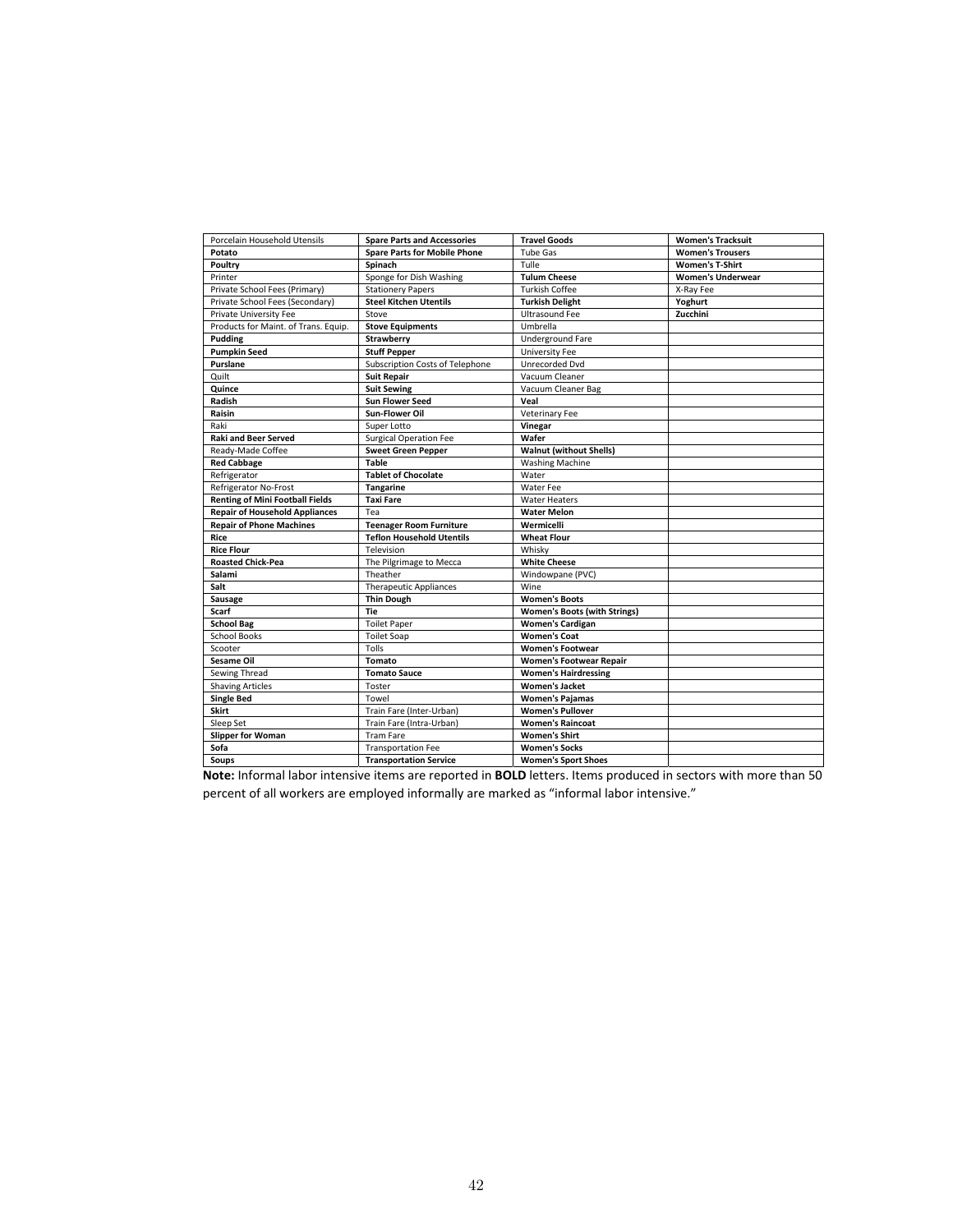| | | | |
|---|---|---|---|
| Porcelain Household Utensils | **Spare Parts and Accessories** | **Travel Goods** | **Women's Tracksuit** |
| **Potato** | **Spare Parts for Mobile Phone** | Tube Gas | **Women's Trousers** |
| **Poultry** | **Spinach** | Tulle | **Women's T-Shirt** |
| Printer | Sponge for Dish Washing | **Tulum Cheese** | **Women's Underwear** |
| Private School Fees (Primary) | Stationery Papers | Turkish Coffee | X-Ray Fee |
| Private School Fees (Secondary) | **Steel Kitchen Utentils** | **Turkish Delight** | **Yoghurt** |
| Private University Fee | Stove | Ultrasound Fee | **Zucchini** |
| Products for Maint. of Trans. Equip. | **Stove Equipments** | Umbrella | |
| **Pudding** | **Strawberry** | Underground Fare | |
| **Pumpkin Seed** | **Stuff Pepper** | University Fee | |
| **Purslane** | Subscription Costs of Telephone | Unrecorded Dvd | |
| Quilt | **Suit Repair** | Vacuum Cleaner | |
| **Quince** | **Suit Sewing** | Vacuum Cleaner Bag | |
| **Radish** | **Sun Flower Seed** | **Veal** | |
| **Raisin** | **Sun-Flower Oil** | Veterinary Fee | |
| Raki | Super Lotto | **Vinegar** | |
| **Raki and Beer Served** | Surgical Operation Fee | **Wafer** | |
| Ready-Made Coffee | **Sweet Green Pepper** | **Walnut (without Shells)** | |
| **Red Cabbage** | **Table** | Washing Machine | |
| Refrigerator | **Tablet of Chocolate** | Water | |
| Refrigerator No-Frost | **Tangarine** | Water Fee | |
| **Renting of Mini Football Fields** | **Taxi Fare** | Water Heaters | |
| **Repair of Household Appliances** | Tea | **Water Melon** | |
| **Repair of Phone Machines** | **Teenager Room Furniture** | **Wermicelli** | |
| **Rice** | **Teflon Household Utentils** | **Wheat Flour** | |
| **Rice Flour** | Television | Whisky | |
| **Roasted Chick-Pea** | The Pilgrimage to Mecca | **White Cheese** | |
| **Salami** | Theather | Windowpane (PVC) | |
| **Salt** | Therapeutic Appliances | Wine | |
| **Sausage** | **Thin Dough** | **Women's Boots** | |
| **Scarf** | **Tie** | **Women's Boots (with Strings)** | |
| **School Bag** | Toilet Paper | **Women's Cardigan** | |
| School Books | Toilet Soap | **Women's Coat** | |
| Scooter | Tolls | **Women's Footwear** | |
| **Sesame Oil** | **Tomato** | **Women's Footwear Repair** | |
| Sewing Thread | **Tomato Sauce** | **Women's Hairdressing** | |
| Shaving Articles | Toster | **Women's Jacket** | |
| **Single Bed** | Towel | **Women's Pajamas** | |
| **Skirt** | Train Fare (Inter-Urban) | **Women's Pullover** | |
| Sleep Set | Train Fare (Intra-Urban) | **Women's Raincoat** | |
| **Slipper for Woman** | Tram Fare | **Women's Shirt** | |
| **Sofa** | Transportation Fee | **Women's Socks** | |
| **Soups** | **Transportation Service** | **Women's Sport Shoes** | |

**Note:** Informal labor intensive items are reported in **BOLD** letters. Items produced in sectors with more than 50 percent of all workers are employed informally are marked as "informal labor intensive."